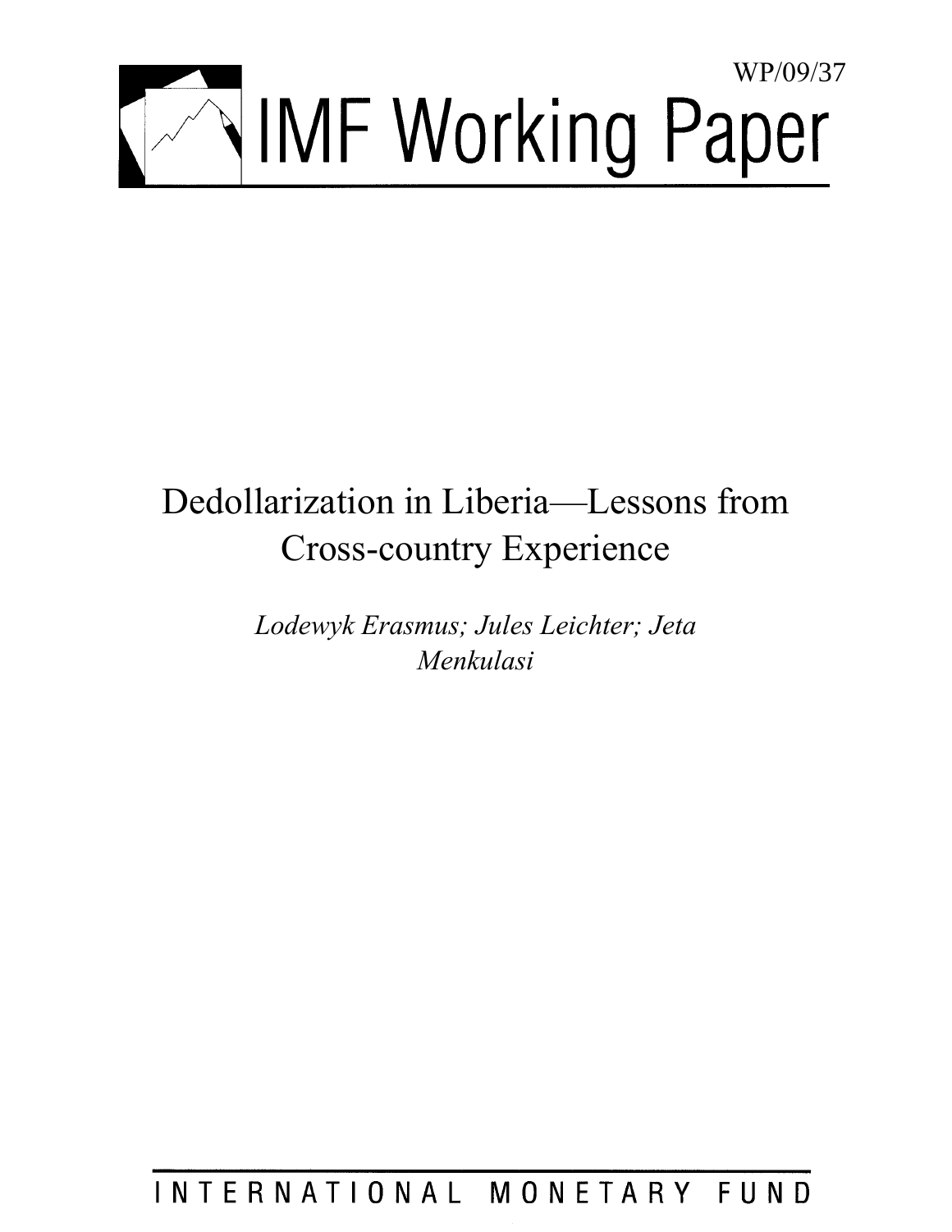WP/09/37

# IMF Working Paper

# Dedollarization in Liberia—Lessons from Cross-country Experience

*Lodewyk Erasmus; Jules Leichter; Jeta Menkulasi*

INTERNATIONAL MONETARY FUND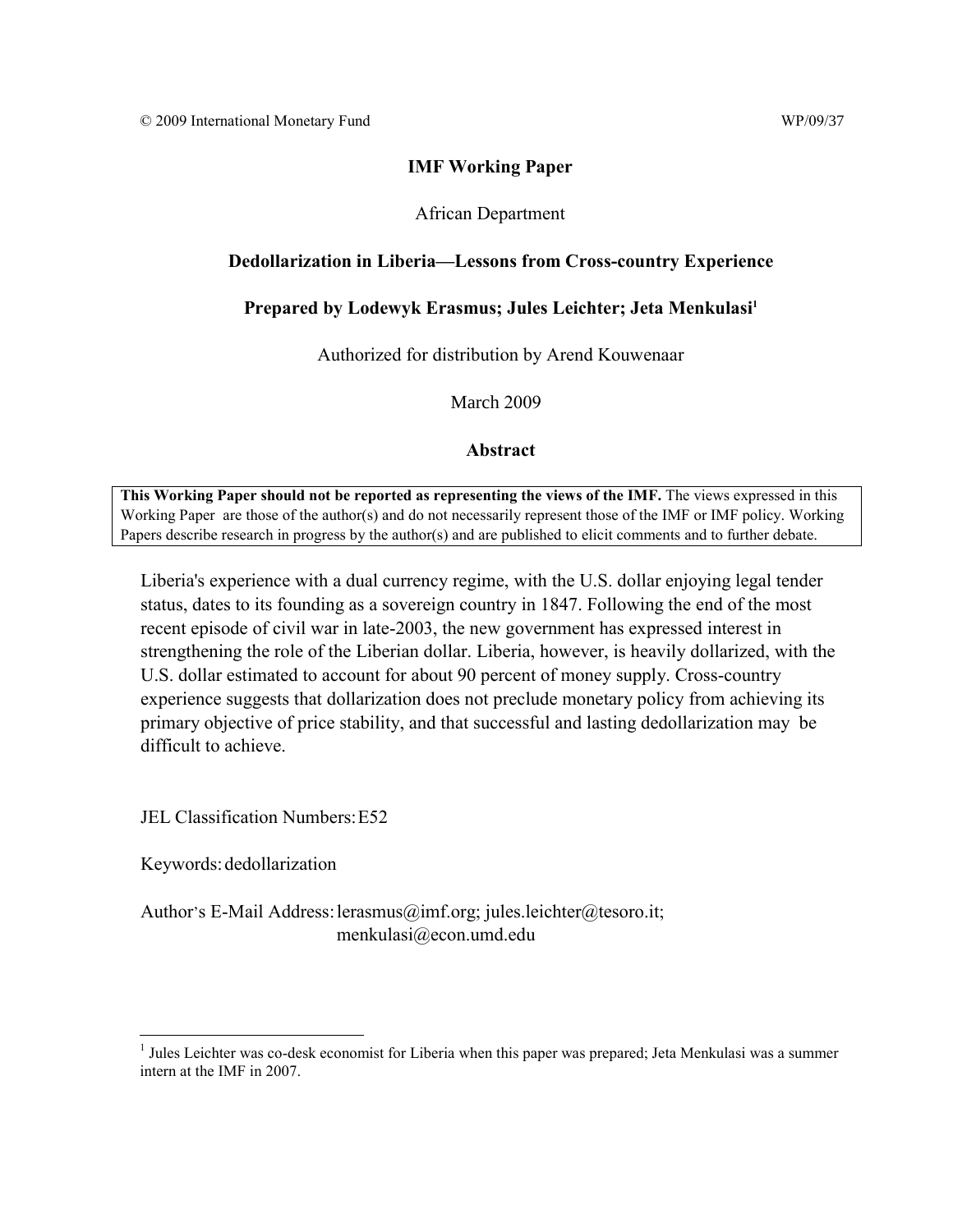© 2009 International Monetary Fund WP/09/37

**IMF Working Paper**

African Department

**Dedollarization in Liberia—Lessons from Cross-country Experience**

**Prepared by Lodewyk Erasmus; Jules Leichter; Jeta Menkulasi[1]**

Authorized for distribution by Arend Kouwenaar

March 2009

**Abstract**

**This Working Paper should not be reported as representing the views of the IMF.** The views expressed in this Working Paper are those of the author(s) and do not necessarily represent those of the IMF or IMF policy. Working Papers describe research in progress by the author(s) and are published to elicit comments and to further debate.

Liberia's experience with a dual currency regime, with the U.S. dollar enjoying legal tender status, dates to its founding as a sovereign country in 1847. Following the end of the most recent episode of civil war in late-2003, the new government has expressed interest in strengthening the role of the Liberian dollar. Liberia, however, is heavily dollarized, with the U.S. dollar estimated to account for about 90 percent of money supply. Cross-country experience suggests that dollarization does not preclude monetary policy from achieving its primary objective of price stability, and that successful and lasting dedollarization may be difficult to achieve.

JEL Classification Numbers: E52

Keywords: dedollarization

Author's E-Mail Address: lerasmus@imf.org; jules.leichter@tesoro.it; menkulasi@econ.umd.edu

[1] Jules Leichter was co-desk economist for Liberia when this paper was prepared; Jeta Menkulasi was a summer intern at the IMF in 2007.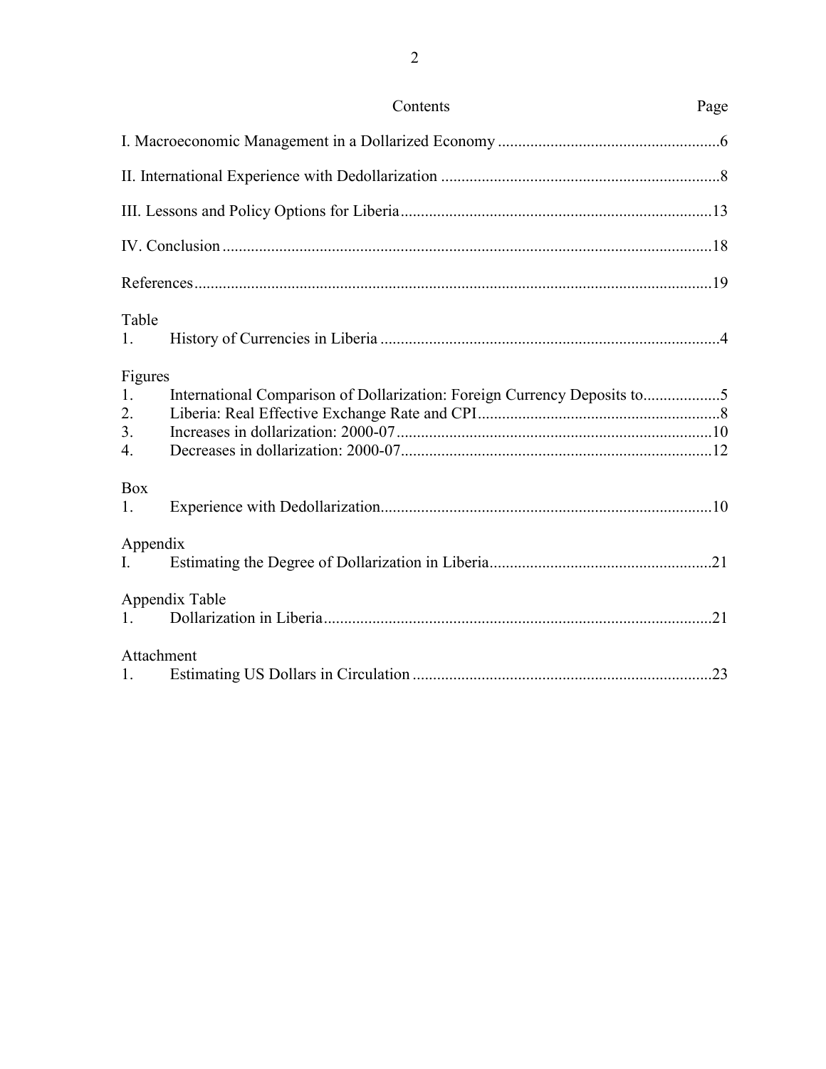# Contents

| | Page |
|---|---|
| I. Macroeconomic Management in a Dollarized Economy | 6 |
| II. International Experience with Dedollarization | 8 |
| III. Lessons and Policy Options for Liberia | 13 |
| IV. Conclusion | 18 |
| References | 19 |

Table

1. History of Currencies in Liberia ....................4

Figures

1. International Comparison of Dollarization: Foreign Currency Deposits to....................5
2. Liberia: Real Effective Exchange Rate and CPI....................8
3. Increases in dollarization: 2000-07....................10
4. Decreases in dollarization: 2000-07....................12

Box

1. Experience with Dedollarization....................10

Appendix

I. Estimating the Degree of Dollarization in Liberia....................21

Appendix Table

1. Dollarization in Liberia....................21

Attachment

1. Estimating US Dollars in Circulation....................23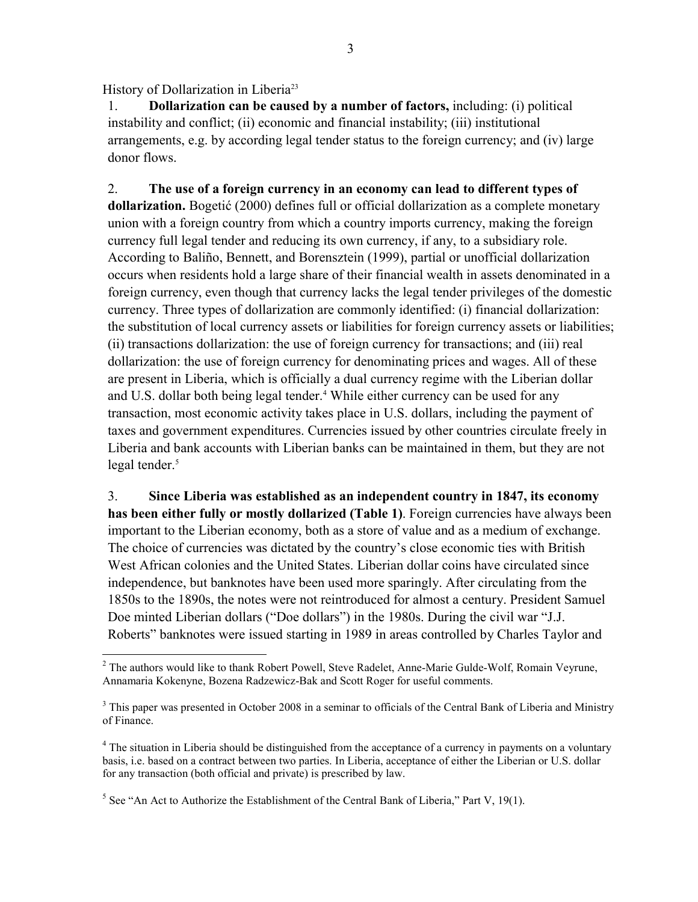History of Dollarization in Liberia[2,3]

1. **Dollarization can be caused by a number of factors,** including: (i) political instability and conflict; (ii) economic and financial instability; (iii) institutional arrangements, e.g. by according legal tender status to the foreign currency; and (iv) large donor flows.

2. **The use of a foreign currency in an economy can lead to different types of dollarization.** Bogetić (2000) defines full or official dollarization as a complete monetary union with a foreign country from which a country imports currency, making the foreign currency full legal tender and reducing its own currency, if any, to a subsidiary role. According to Baliño, Bennett, and Borensztein (1999), partial or unofficial dollarization occurs when residents hold a large share of their financial wealth in assets denominated in a foreign currency, even though that currency lacks the legal tender privileges of the domestic currency. Three types of dollarization are commonly identified: (i) financial dollarization: the substitution of local currency assets or liabilities for foreign currency assets or liabilities; (ii) transactions dollarization: the use of foreign currency for transactions; and (iii) real dollarization: the use of foreign currency for denominating prices and wages. All of these are present in Liberia, which is officially a dual currency regime with the Liberian dollar and U.S. dollar both being legal tender.[4] While either currency can be used for any transaction, most economic activity takes place in U.S. dollars, including the payment of taxes and government expenditures. Currencies issued by other countries circulate freely in Liberia and bank accounts with Liberian banks can be maintained in them, but they are not legal tender.[5]

3. **Since Liberia was established as an independent country in 1847, its economy has been either fully or mostly dollarized (Table 1)**. Foreign currencies have always been important to the Liberian economy, both as a store of value and as a medium of exchange. The choice of currencies was dictated by the country's close economic ties with British West African colonies and the United States. Liberian dollar coins have circulated since independence, but banknotes have been used more sparingly. After circulating from the 1850s to the 1890s, the notes were not reintroduced for almost a century. President Samuel Doe minted Liberian dollars ("Doe dollars") in the 1980s. During the civil war "J.J. Roberts" banknotes were issued starting in 1989 in areas controlled by Charles Taylor and

---

[2] The authors would like to thank Robert Powell, Steve Radelet, Anne-Marie Gulde-Wolf, Romain Veyrune, Annamaria Kokenyne, Bozena Radzewicz-Bak and Scott Roger for useful comments.

[3] This paper was presented in October 2008 in a seminar to officials of the Central Bank of Liberia and Ministry of Finance.

[4] The situation in Liberia should be distinguished from the acceptance of a currency in payments on a voluntary basis, i.e. based on a contract between two parties. In Liberia, acceptance of either the Liberian or U.S. dollar for any transaction (both official and private) is prescribed by law.

[5] See "An Act to Authorize the Establishment of the Central Bank of Liberia," Part V, 19(1).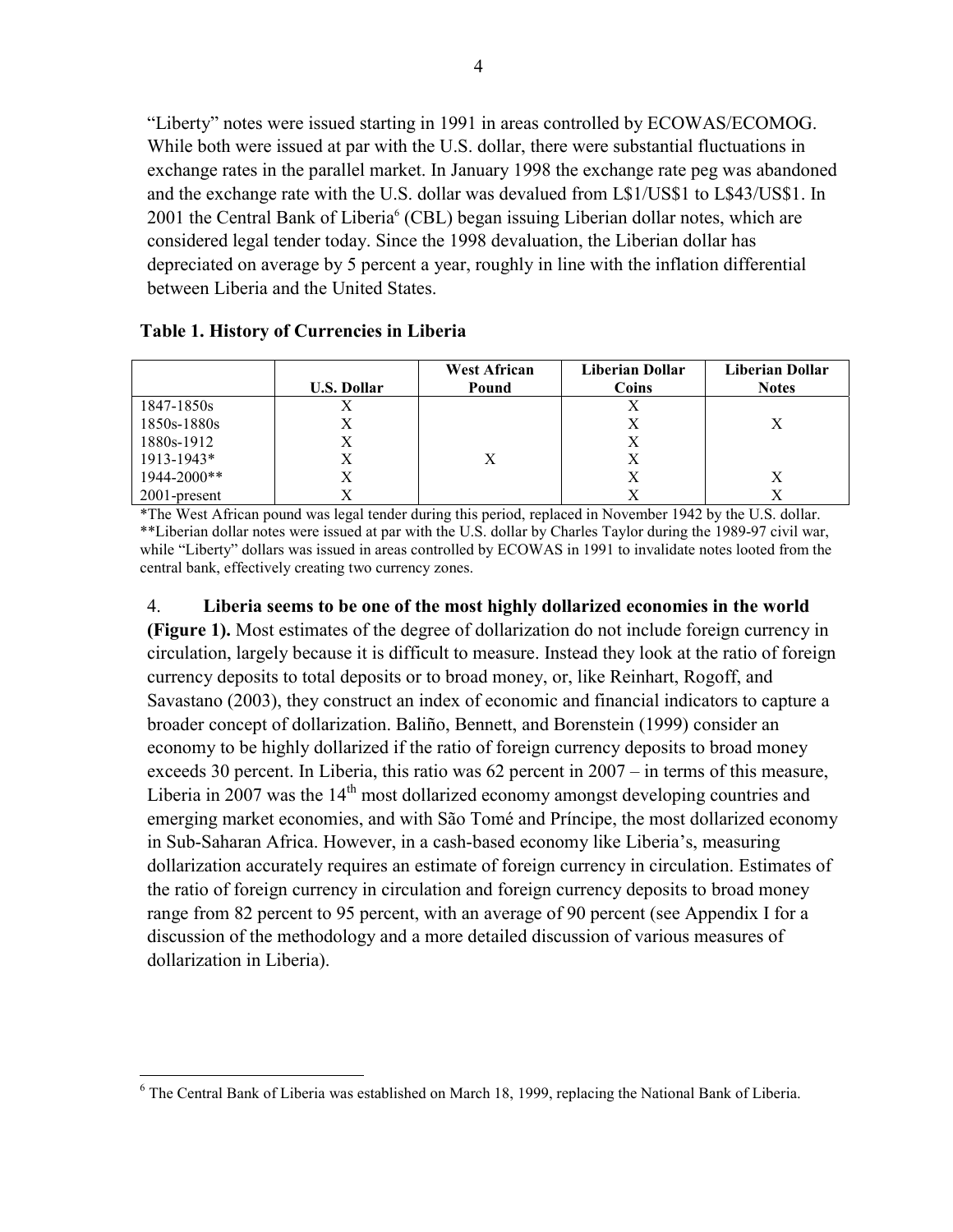"Liberty" notes were issued starting in 1991 in areas controlled by ECOWAS/ECOMOG. While both were issued at par with the U.S. dollar, there were substantial fluctuations in exchange rates in the parallel market. In January 1998 the exchange rate peg was abandoned and the exchange rate with the U.S. dollar was devalued from L$1/US$1 to L$43/US$1. In 2001 the Central Bank of Liberia[6] (CBL) began issuing Liberian dollar notes, which are considered legal tender today. Since the 1998 devaluation, the Liberian dollar has depreciated on average by 5 percent a year, roughly in line with the inflation differential between Liberia and the United States.

**Table 1. History of Currencies in Liberia**

| | U.S. Dollar | West African Pound | Liberian Dollar Coins | Liberian Dollar Notes |
|---|---|---|---|---|
| 1847-1850s | X | | X | |
| 1850s-1880s | X | | X | X |
| 1880s-1912 | X | | X | |
| 1913-1943* | X | X | X | |
| 1944-2000** | X | | X | X |
| 2001-present | X | | X | X |

*The West African pound was legal tender during this period, replaced in November 1942 by the U.S. dollar.
**Liberian dollar notes were issued at par with the U.S. dollar by Charles Taylor during the 1989-97 civil war, while "Liberty" dollars was issued in areas controlled by ECOWAS in 1991 to invalidate notes looted from the central bank, effectively creating two currency zones.

4. **Liberia seems to be one of the most highly dollarized economies in the world (Figure 1).** Most estimates of the degree of dollarization do not include foreign currency in circulation, largely because it is difficult to measure. Instead they look at the ratio of foreign currency deposits to total deposits or to broad money, or, like Reinhart, Rogoff, and Savastano (2003), they construct an index of economic and financial indicators to capture a broader concept of dollarization. Baliño, Bennett, and Borenstein (1999) consider an economy to be highly dollarized if the ratio of foreign currency deposits to broad money exceeds 30 percent. In Liberia, this ratio was 62 percent in 2007 – in terms of this measure, Liberia in 2007 was the 14th most dollarized economy amongst developing countries and emerging market economies, and with São Tomé and Príncipe, the most dollarized economy in Sub-Saharan Africa. However, in a cash-based economy like Liberia's, measuring dollarization accurately requires an estimate of foreign currency in circulation. Estimates of the ratio of foreign currency in circulation and foreign currency deposits to broad money range from 82 percent to 95 percent, with an average of 90 percent (see Appendix I for a discussion of the methodology and a more detailed discussion of various measures of dollarization in Liberia).

[6] The Central Bank of Liberia was established on March 18, 1999, replacing the National Bank of Liberia.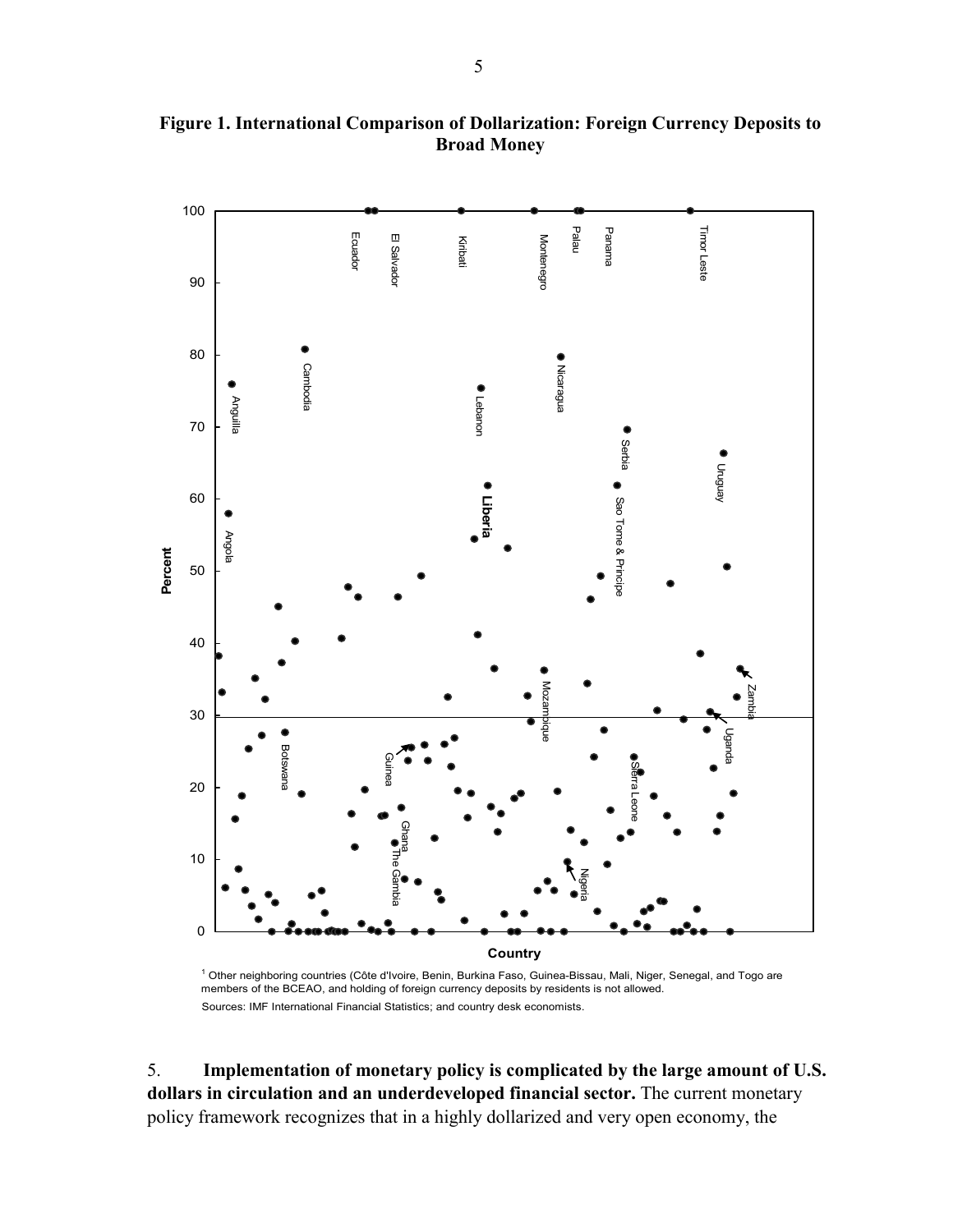**Figure 1. International Comparison of Dollarization: Foreign Currency Deposits to Broad Money**

[1] Other neighboring countries (Côte d'Ivoire, Benin, Burkina Faso, Guinea-Bissau, Mali, Niger, Senegal, and Togo are members of the BCEAO, and holding of foreign currency deposits by residents is not allowed.

Sources: IMF International Financial Statistics; and country desk economists.

5. **Implementation of monetary policy is complicated by the large amount of U.S. dollars in circulation and an underdeveloped financial sector.** The current monetary policy framework recognizes that in a highly dollarized and very open economy, the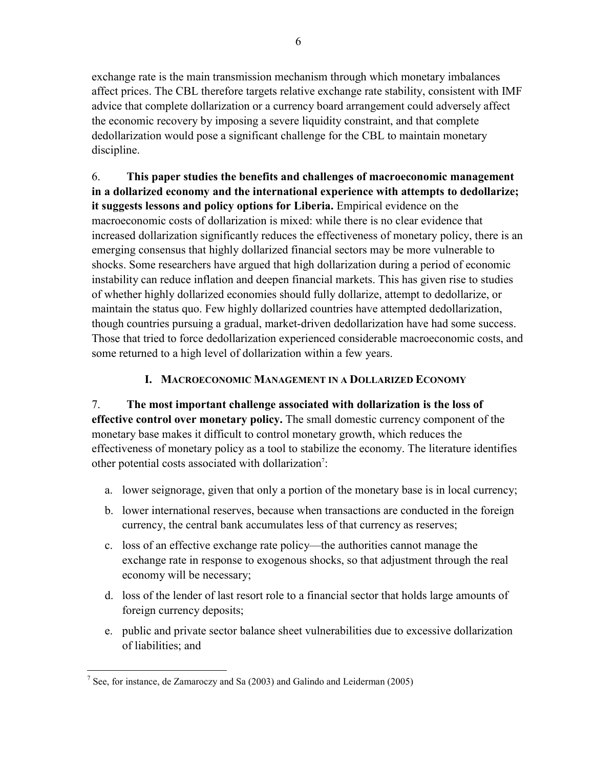exchange rate is the main transmission mechanism through which monetary imbalances affect prices. The CBL therefore targets relative exchange rate stability, consistent with IMF advice that complete dollarization or a currency board arrangement could adversely affect the economic recovery by imposing a severe liquidity constraint, and that complete dedollarization would pose a significant challenge for the CBL to maintain monetary discipline.

6. **This paper studies the benefits and challenges of macroeconomic management in a dollarized economy and the international experience with attempts to dedollarize; it suggests lessons and policy options for Liberia.** Empirical evidence on the macroeconomic costs of dollarization is mixed: while there is no clear evidence that increased dollarization significantly reduces the effectiveness of monetary policy, there is an emerging consensus that highly dollarized financial sectors may be more vulnerable to shocks. Some researchers have argued that high dollarization during a period of economic instability can reduce inflation and deepen financial markets. This has given rise to studies of whether highly dollarized economies should fully dollarize, attempt to dedollarize, or maintain the status quo. Few highly dollarized countries have attempted dedollarization, though countries pursuing a gradual, market-driven dedollarization have had some success. Those that tried to force dedollarization experienced considerable macroeconomic costs, and some returned to a high level of dollarization within a few years.

## I. Macroeconomic Management in a Dollarized Economy

7. **The most important challenge associated with dollarization is the loss of effective control over monetary policy.** The small domestic currency component of the monetary base makes it difficult to control monetary growth, which reduces the effectiveness of monetary policy as a tool to stabilize the economy. The literature identifies other potential costs associated with dollarization[7]:

a. lower seignorage, given that only a portion of the monetary base is in local currency;

b. lower international reserves, because when transactions are conducted in the foreign currency, the central bank accumulates less of that currency as reserves;

c. loss of an effective exchange rate policy—the authorities cannot manage the exchange rate in response to exogenous shocks, so that adjustment through the real economy will be necessary;

d. loss of the lender of last resort role to a financial sector that holds large amounts of foreign currency deposits;

e. public and private sector balance sheet vulnerabilities due to excessive dollarization of liabilities; and

[7] See, for instance, de Zamaroczy and Sa (2003) and Galindo and Leiderman (2005)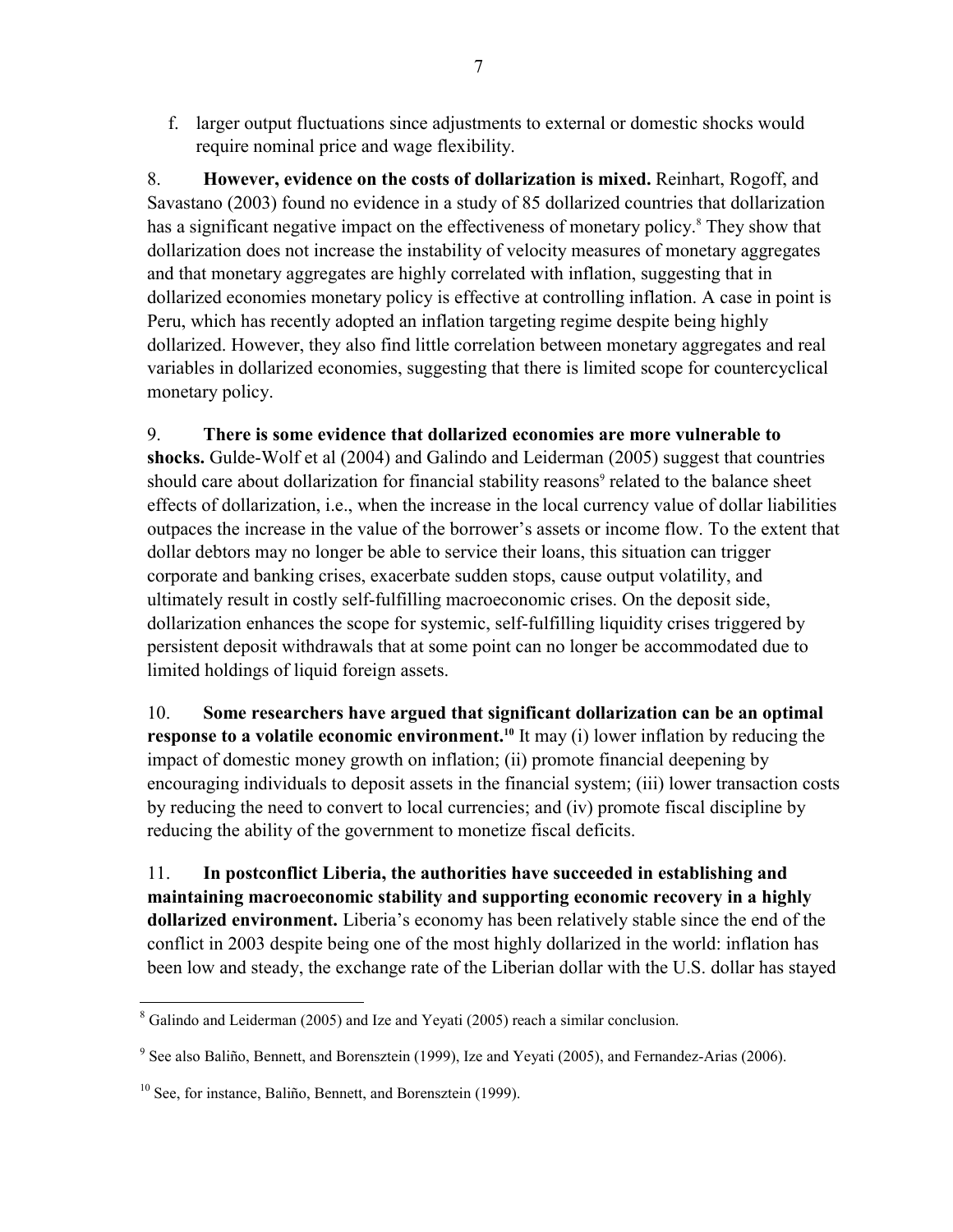f. larger output fluctuations since adjustments to external or domestic shocks would require nominal price and wage flexibility.

8. **However, evidence on the costs of dollarization is mixed.** Reinhart, Rogoff, and Savastano (2003) found no evidence in a study of 85 dollarized countries that dollarization has a significant negative impact on the effectiveness of monetary policy.[8] They show that dollarization does not increase the instability of velocity measures of monetary aggregates and that monetary aggregates are highly correlated with inflation, suggesting that in dollarized economies monetary policy is effective at controlling inflation. A case in point is Peru, which has recently adopted an inflation targeting regime despite being highly dollarized. However, they also find little correlation between monetary aggregates and real variables in dollarized economies, suggesting that there is limited scope for countercyclical monetary policy.

9. **There is some evidence that dollarized economies are more vulnerable to shocks.** Gulde-Wolf et al (2004) and Galindo and Leiderman (2005) suggest that countries should care about dollarization for financial stability reasons[9] related to the balance sheet effects of dollarization, i.e., when the increase in the local currency value of dollar liabilities outpaces the increase in the value of the borrower's assets or income flow. To the extent that dollar debtors may no longer be able to service their loans, this situation can trigger corporate and banking crises, exacerbate sudden stops, cause output volatility, and ultimately result in costly self-fulfilling macroeconomic crises. On the deposit side, dollarization enhances the scope for systemic, self-fulfilling liquidity crises triggered by persistent deposit withdrawals that at some point can no longer be accommodated due to limited holdings of liquid foreign assets.

10. **Some researchers have argued that significant dollarization can be an optimal response to a volatile economic environment.**[10] It may (i) lower inflation by reducing the impact of domestic money growth on inflation; (ii) promote financial deepening by encouraging individuals to deposit assets in the financial system; (iii) lower transaction costs by reducing the need to convert to local currencies; and (iv) promote fiscal discipline by reducing the ability of the government to monetize fiscal deficits.

11. **In postconflict Liberia, the authorities have succeeded in establishing and maintaining macroeconomic stability and supporting economic recovery in a highly dollarized environment.** Liberia's economy has been relatively stable since the end of the conflict in 2003 despite being one of the most highly dollarized in the world: inflation has been low and steady, the exchange rate of the Liberian dollar with the U.S. dollar has stayed

---

[8] Galindo and Leiderman (2005) and Ize and Yeyati (2005) reach a similar conclusion.

[9] See also Baliño, Bennett, and Borensztein (1999), Ize and Yeyati (2005), and Fernandez-Arias (2006).

[10] See, for instance, Baliño, Bennett, and Borensztein (1999).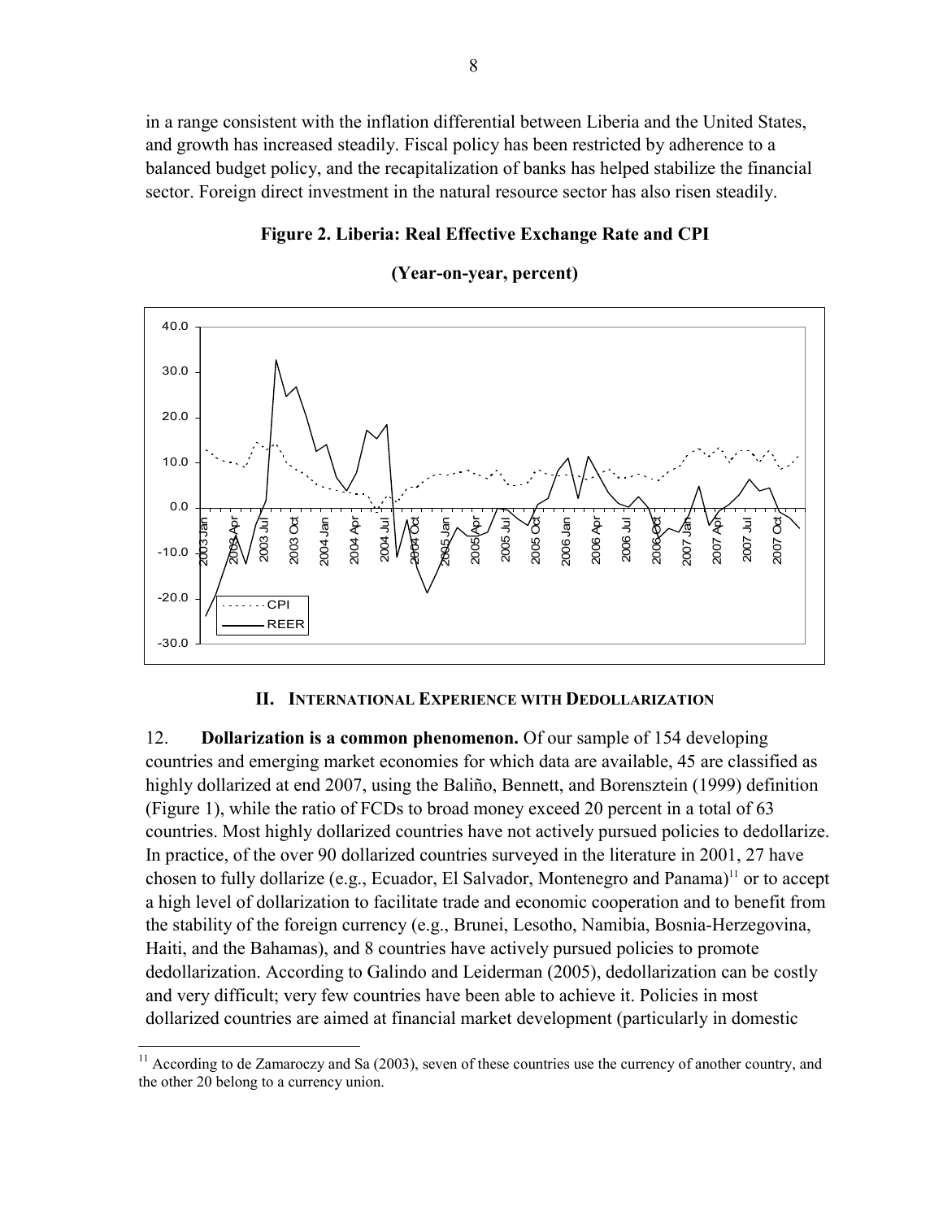in a range consistent with the inflation differential between Liberia and the United States, and growth has increased steadily. Fiscal policy has been restricted by adherence to a balanced budget policy, and the recapitalization of banks has helped stabilize the financial sector. Foreign direct investment in the natural resource sector has also risen steadily.

**Figure 2. Liberia: Real Effective Exchange Rate and CPI**

**(Year-on-year, percent)**

## II. International Experience with Dedollarization

12. **Dollarization is a common phenomenon.** Of our sample of 154 developing countries and emerging market economies for which data are available, 45 are classified as highly dollarized at end 2007, using the Baliño, Bennett, and Borensztein (1999) definition (Figure 1), while the ratio of FCDs to broad money exceed 20 percent in a total of 63 countries. Most highly dollarized countries have not actively pursued policies to dedollarize. In practice, of the over 90 dollarized countries surveyed in the literature in 2001, 27 have chosen to fully dollarize (e.g., Ecuador, El Salvador, Montenegro and Panama)[11] or to accept a high level of dollarization to facilitate trade and economic cooperation and to benefit from the stability of the foreign currency (e.g., Brunei, Lesotho, Namibia, Bosnia-Herzegovina, Haiti, and the Bahamas), and 8 countries have actively pursued policies to promote dedollarization. According to Galindo and Leiderman (2005), dedollarization can be costly and very difficult; very few countries have been able to achieve it. Policies in most dollarized countries are aimed at financial market development (particularly in domestic

[11] According to de Zamaroczy and Sa (2003), seven of these countries use the currency of another country, and the other 20 belong to a currency union.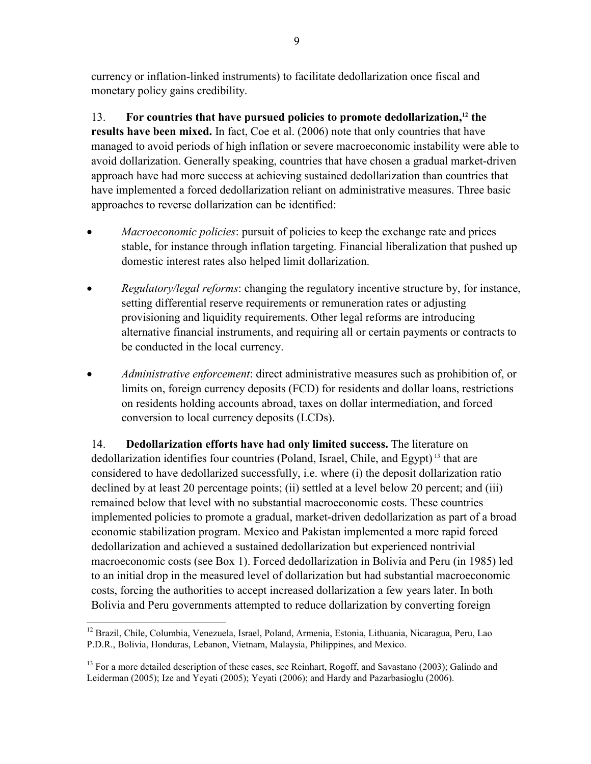currency or inflation-linked instruments) to facilitate dedollarization once fiscal and monetary policy gains credibility.

13. **For countries that have pursued policies to promote dedollarization,[12] the results have been mixed.** In fact, Coe et al. (2006) note that only countries that have managed to avoid periods of high inflation or severe macroeconomic instability were able to avoid dollarization. Generally speaking, countries that have chosen a gradual market-driven approach have had more success at achieving sustained dedollarization than countries that have implemented a forced dedollarization reliant on administrative measures. Three basic approaches to reverse dollarization can be identified:

- *Macroeconomic policies*: pursuit of policies to keep the exchange rate and prices stable, for instance through inflation targeting. Financial liberalization that pushed up domestic interest rates also helped limit dollarization.
- *Regulatory/legal reforms*: changing the regulatory incentive structure by, for instance, setting differential reserve requirements or remuneration rates or adjusting provisioning and liquidity requirements. Other legal reforms are introducing alternative financial instruments, and requiring all or certain payments or contracts to be conducted in the local currency.
- *Administrative enforcement*: direct administrative measures such as prohibition of, or limits on, foreign currency deposits (FCD) for residents and dollar loans, restrictions on residents holding accounts abroad, taxes on dollar intermediation, and forced conversion to local currency deposits (LCDs).

14. **Dedollarization efforts have had only limited success.** The literature on dedollarization identifies four countries (Poland, Israel, Chile, and Egypt)[13] that are considered to have dedollarized successfully, i.e. where (i) the deposit dollarization ratio declined by at least 20 percentage points; (ii) settled at a level below 20 percent; and (iii) remained below that level with no substantial macroeconomic costs. These countries implemented policies to promote a gradual, market-driven dedollarization as part of a broad economic stabilization program. Mexico and Pakistan implemented a more rapid forced dedollarization and achieved a sustained dedollarization but experienced nontrivial macroeconomic costs (see Box 1). Forced dedollarization in Bolivia and Peru (in 1985) led to an initial drop in the measured level of dollarization but had substantial macroeconomic costs, forcing the authorities to accept increased dollarization a few years later. In both Bolivia and Peru governments attempted to reduce dollarization by converting foreign

---

[12] Brazil, Chile, Columbia, Venezuela, Israel, Poland, Armenia, Estonia, Lithuania, Nicaragua, Peru, Lao P.D.R., Bolivia, Honduras, Lebanon, Vietnam, Malaysia, Philippines, and Mexico.

[13] For a more detailed description of these cases, see Reinhart, Rogoff, and Savastano (2003); Galindo and Leiderman (2005); Ize and Yeyati (2005); Yeyati (2006); and Hardy and Pazarbasioglu (2006).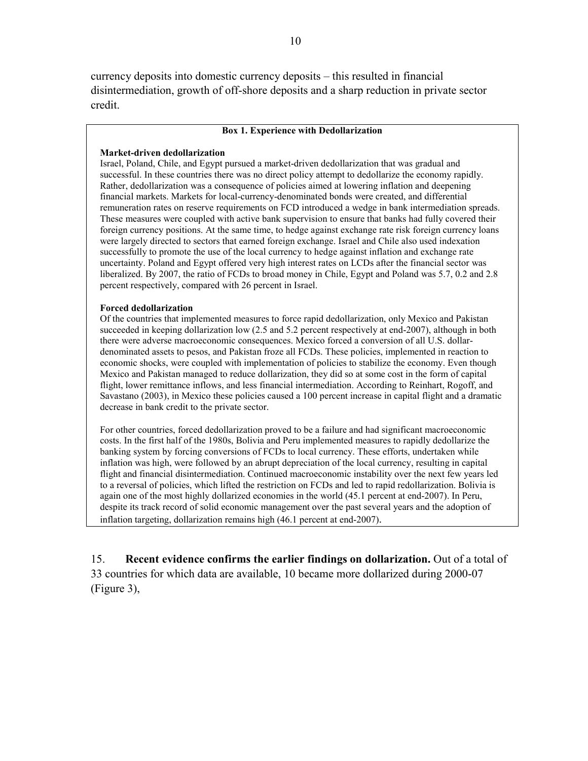currency deposits into domestic currency deposits – this resulted in financial disintermediation, growth of off-shore deposits and a sharp reduction in private sector credit.

**Box 1. Experience with Dedollarization**

**Market-driven dedollarization**

Israel, Poland, Chile, and Egypt pursued a market-driven dedollarization that was gradual and successful. In these countries there was no direct policy attempt to dedollarize the economy rapidly. Rather, dedollarization was a consequence of policies aimed at lowering inflation and deepening financial markets. Markets for local-currency-denominated bonds were created, and differential remuneration rates on reserve requirements on FCD introduced a wedge in bank intermediation spreads. These measures were coupled with active bank supervision to ensure that banks had fully covered their foreign currency positions. At the same time, to hedge against exchange rate risk foreign currency loans were largely directed to sectors that earned foreign exchange. Israel and Chile also used indexation successfully to promote the use of the local currency to hedge against inflation and exchange rate uncertainty. Poland and Egypt offered very high interest rates on LCDs after the financial sector was liberalized. By 2007, the ratio of FCDs to broad money in Chile, Egypt and Poland was 5.7, 0.2 and 2.8 percent respectively, compared with 26 percent in Israel.

**Forced dedollarization**

Of the countries that implemented measures to force rapid dedollarization, only Mexico and Pakistan succeeded in keeping dollarization low (2.5 and 5.2 percent respectively at end-2007), although in both there were adverse macroeconomic consequences. Mexico forced a conversion of all U.S. dollar-denominated assets to pesos, and Pakistan froze all FCDs. These policies, implemented in reaction to economic shocks, were coupled with implementation of policies to stabilize the economy. Even though Mexico and Pakistan managed to reduce dollarization, they did so at some cost in the form of capital flight, lower remittance inflows, and less financial intermediation. According to Reinhart, Rogoff, and Savastano (2003), in Mexico these policies caused a 100 percent increase in capital flight and a dramatic decrease in bank credit to the private sector.

For other countries, forced dedollarization proved to be a failure and had significant macroeconomic costs. In the first half of the 1980s, Bolivia and Peru implemented measures to rapidly dedollarize the banking system by forcing conversions of FCDs to local currency. These efforts, undertaken while inflation was high, were followed by an abrupt depreciation of the local currency, resulting in capital flight and financial disintermediation. Continued macroeconomic instability over the next few years led to a reversal of policies, which lifted the restriction on FCDs and led to rapid redollarization. Bolivia is again one of the most highly dollarized economies in the world (45.1 percent at end-2007). In Peru, despite its track record of solid economic management over the past several years and the adoption of inflation targeting, dollarization remains high (46.1 percent at end-2007).

15. **Recent evidence confirms the earlier findings on dollarization.** Out of a total of 33 countries for which data are available, 10 became more dollarized during 2000-07 (Figure 3),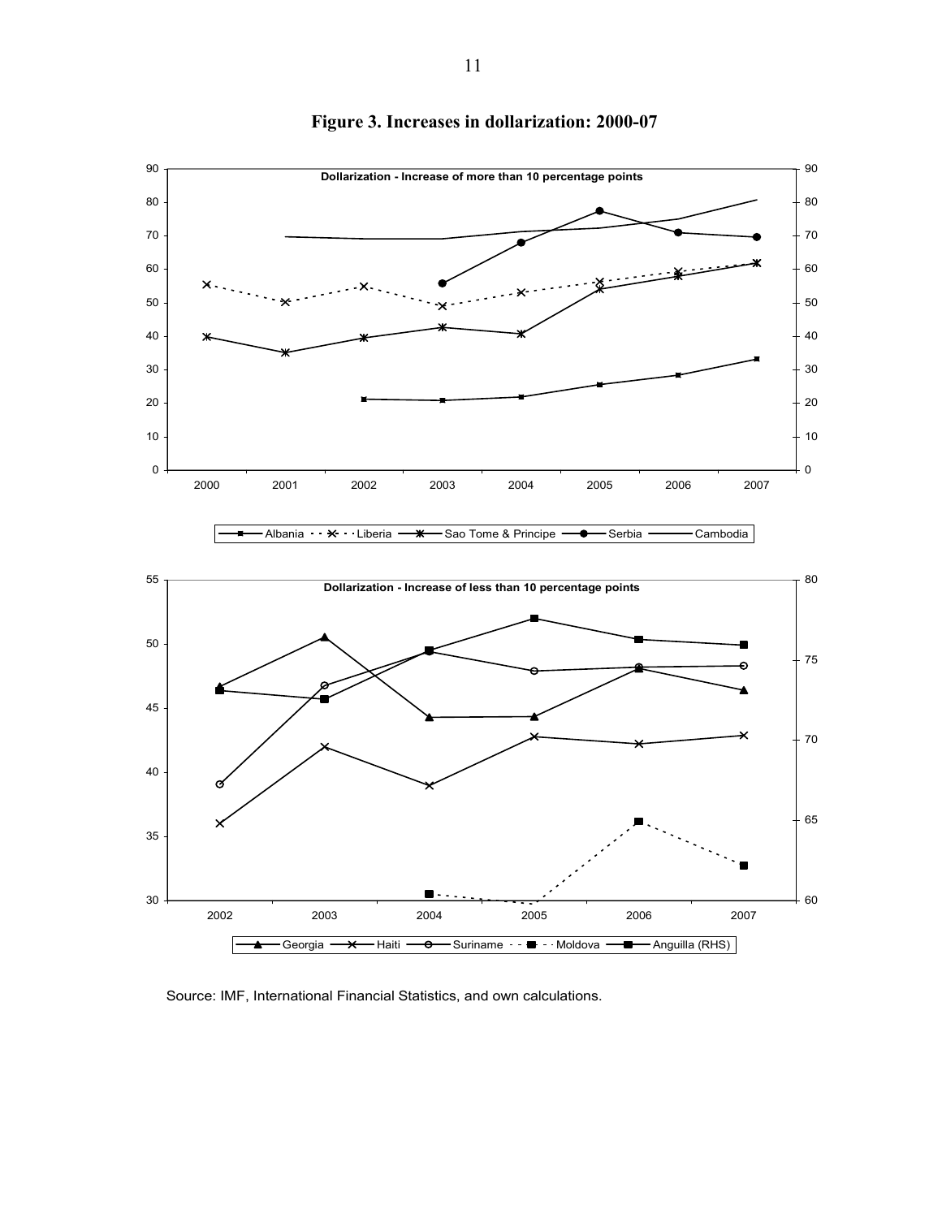# Figure 3. Increases in dollarization: 2000-07

Source: IMF, International Financial Statistics, and own calculations.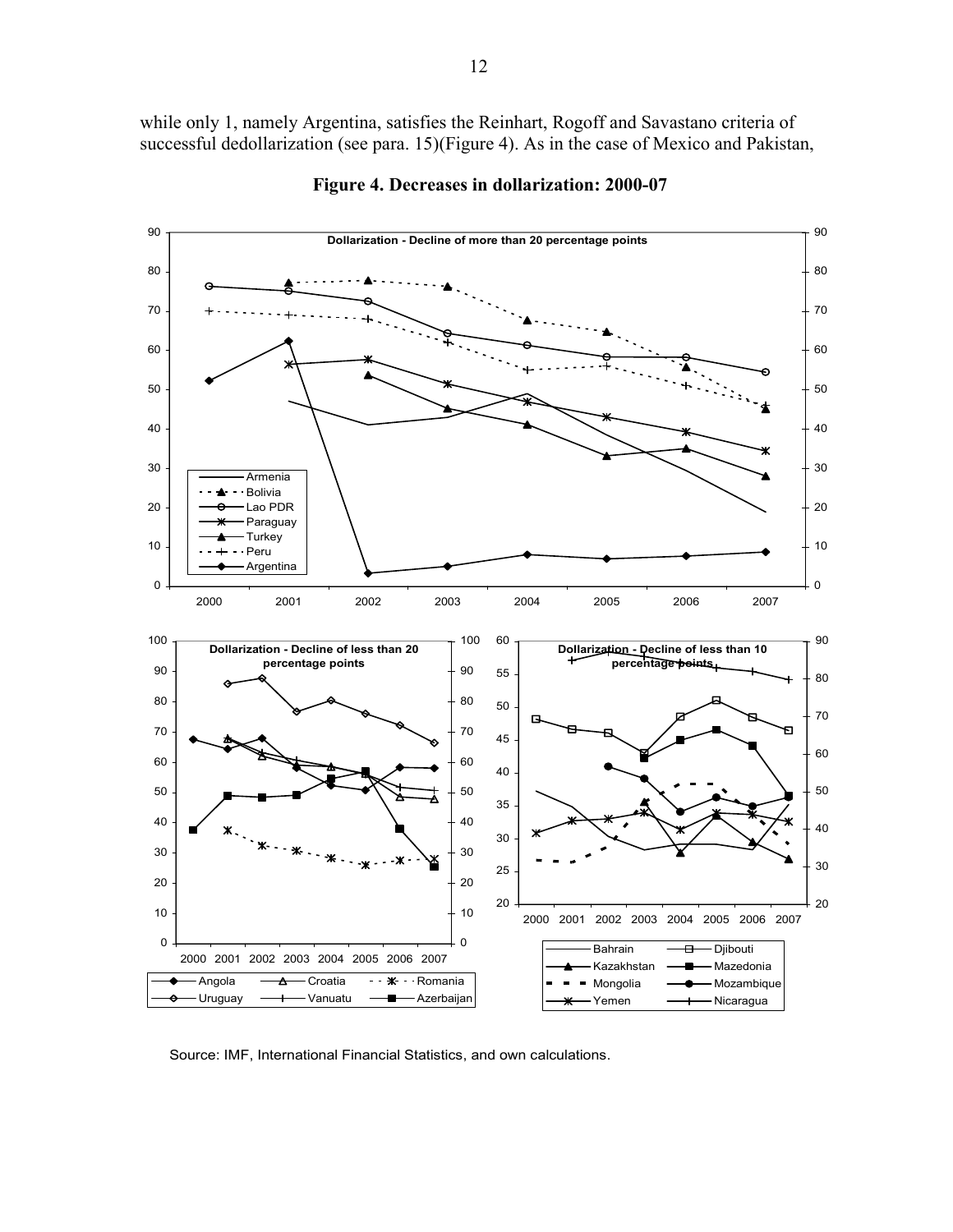while only 1, namely Argentina, satisfies the Reinhart, Rogoff and Savastano criteria of successful dedollarization (see para. 15)(Figure 4). As in the case of Mexico and Pakistan,

**Figure 4. Decreases in dollarization: 2000-07**

Source: IMF, International Financial Statistics, and own calculations.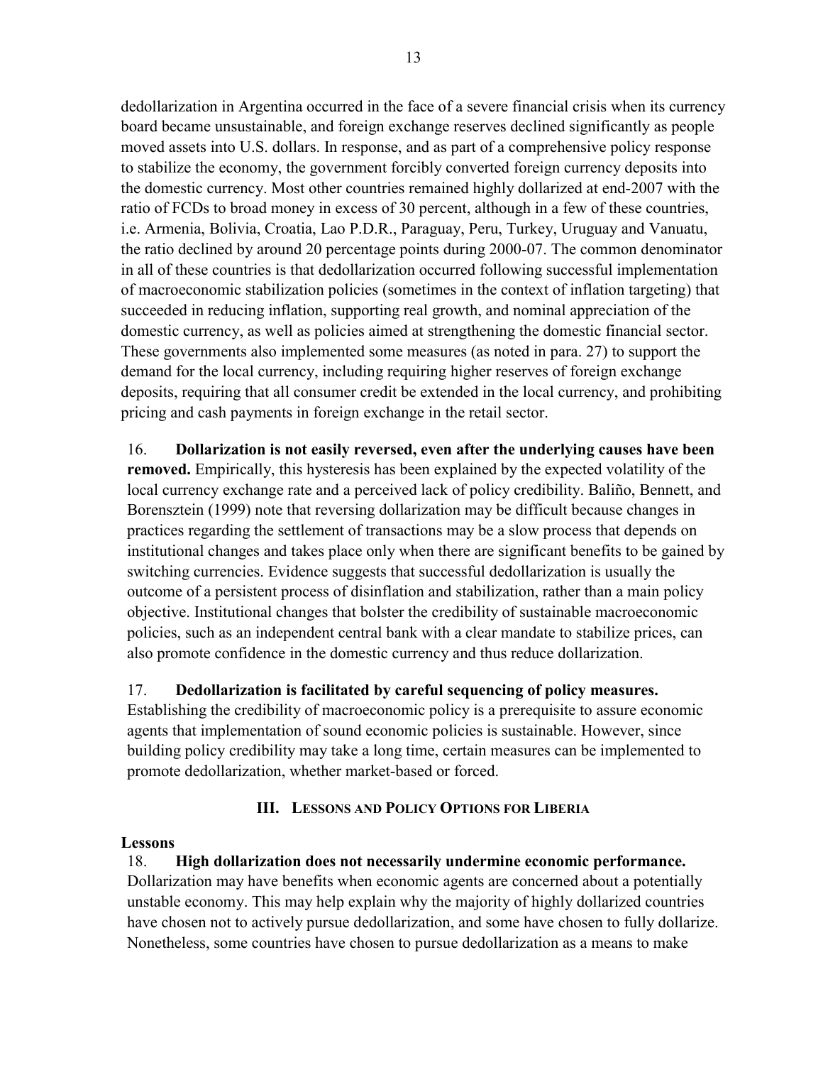dedollarization in Argentina occurred in the face of a severe financial crisis when its currency board became unsustainable, and foreign exchange reserves declined significantly as people moved assets into U.S. dollars. In response, and as part of a comprehensive policy response to stabilize the economy, the government forcibly converted foreign currency deposits into the domestic currency. Most other countries remained highly dollarized at end-2007 with the ratio of FCDs to broad money in excess of 30 percent, although in a few of these countries, i.e. Armenia, Bolivia, Croatia, Lao P.D.R., Paraguay, Peru, Turkey, Uruguay and Vanuatu, the ratio declined by around 20 percentage points during 2000-07. The common denominator in all of these countries is that dedollarization occurred following successful implementation of macroeconomic stabilization policies (sometimes in the context of inflation targeting) that succeeded in reducing inflation, supporting real growth, and nominal appreciation of the domestic currency, as well as policies aimed at strengthening the domestic financial sector. These governments also implemented some measures (as noted in para. 27) to support the demand for the local currency, including requiring higher reserves of foreign exchange deposits, requiring that all consumer credit be extended in the local currency, and prohibiting pricing and cash payments in foreign exchange in the retail sector.

16. **Dollarization is not easily reversed, even after the underlying causes have been removed.** Empirically, this hysteresis has been explained by the expected volatility of the local currency exchange rate and a perceived lack of policy credibility. Baliño, Bennett, and Borensztein (1999) note that reversing dollarization may be difficult because changes in practices regarding the settlement of transactions may be a slow process that depends on institutional changes and takes place only when there are significant benefits to be gained by switching currencies. Evidence suggests that successful dedollarization is usually the outcome of a persistent process of disinflation and stabilization, rather than a main policy objective. Institutional changes that bolster the credibility of sustainable macroeconomic policies, such as an independent central bank with a clear mandate to stabilize prices, can also promote confidence in the domestic currency and thus reduce dollarization.

17. **Dedollarization is facilitated by careful sequencing of policy measures.** Establishing the credibility of macroeconomic policy is a prerequisite to assure economic agents that implementation of sound economic policies is sustainable. However, since building policy credibility may take a long time, certain measures can be implemented to promote dedollarization, whether market-based or forced.

## III. Lessons and Policy Options for Liberia

### Lessons

18. **High dollarization does not necessarily undermine economic performance.** Dollarization may have benefits when economic agents are concerned about a potentially unstable economy. This may help explain why the majority of highly dollarized countries have chosen not to actively pursue dedollarization, and some have chosen to fully dollarize. Nonetheless, some countries have chosen to pursue dedollarization as a means to make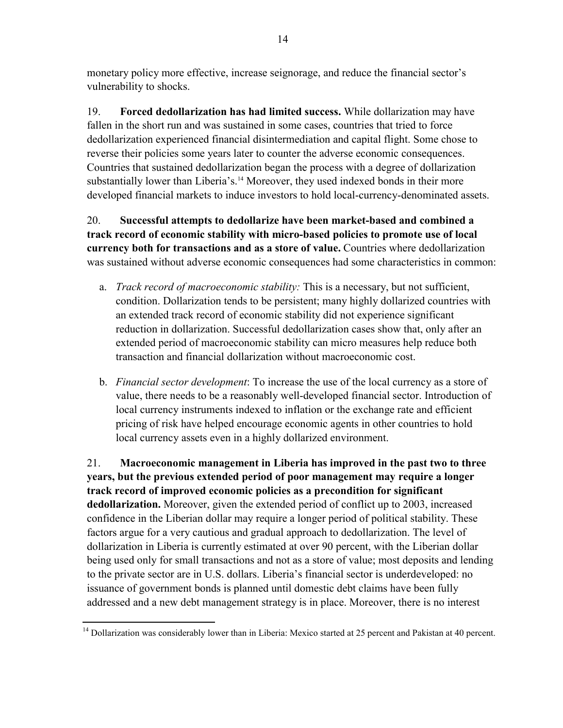monetary policy more effective, increase seignorage, and reduce the financial sector's vulnerability to shocks.

19. **Forced dedollarization has had limited success.** While dollarization may have fallen in the short run and was sustained in some cases, countries that tried to force dedollarization experienced financial disintermediation and capital flight. Some chose to reverse their policies some years later to counter the adverse economic consequences. Countries that sustained dedollarization began the process with a degree of dollarization substantially lower than Liberia's.[14] Moreover, they used indexed bonds in their more developed financial markets to induce investors to hold local-currency-denominated assets.

20. **Successful attempts to dedollarize have been market-based and combined a track record of economic stability with micro-based policies to promote use of local currency both for transactions and as a store of value.** Countries where dedollarization was sustained without adverse economic consequences had some characteristics in common:

a. *Track record of macroeconomic stability:* This is a necessary, but not sufficient, condition. Dollarization tends to be persistent; many highly dollarized countries with an extended track record of economic stability did not experience significant reduction in dollarization. Successful dedollarization cases show that, only after an extended period of macroeconomic stability can micro measures help reduce both transaction and financial dollarization without macroeconomic cost.

b. *Financial sector development*: To increase the use of the local currency as a store of value, there needs to be a reasonably well-developed financial sector. Introduction of local currency instruments indexed to inflation or the exchange rate and efficient pricing of risk have helped encourage economic agents in other countries to hold local currency assets even in a highly dollarized environment.

21. **Macroeconomic management in Liberia has improved in the past two to three years, but the previous extended period of poor management may require a longer track record of improved economic policies as a precondition for significant dedollarization.** Moreover, given the extended period of conflict up to 2003, increased confidence in the Liberian dollar may require a longer period of political stability. These factors argue for a very cautious and gradual approach to dedollarization. The level of dollarization in Liberia is currently estimated at over 90 percent, with the Liberian dollar being used only for small transactions and not as a store of value; most deposits and lending to the private sector are in U.S. dollars. Liberia's financial sector is underdeveloped: no issuance of government bonds is planned until domestic debt claims have been fully addressed and a new debt management strategy is in place. Moreover, there is no interest

[14] Dollarization was considerably lower than in Liberia: Mexico started at 25 percent and Pakistan at 40 percent.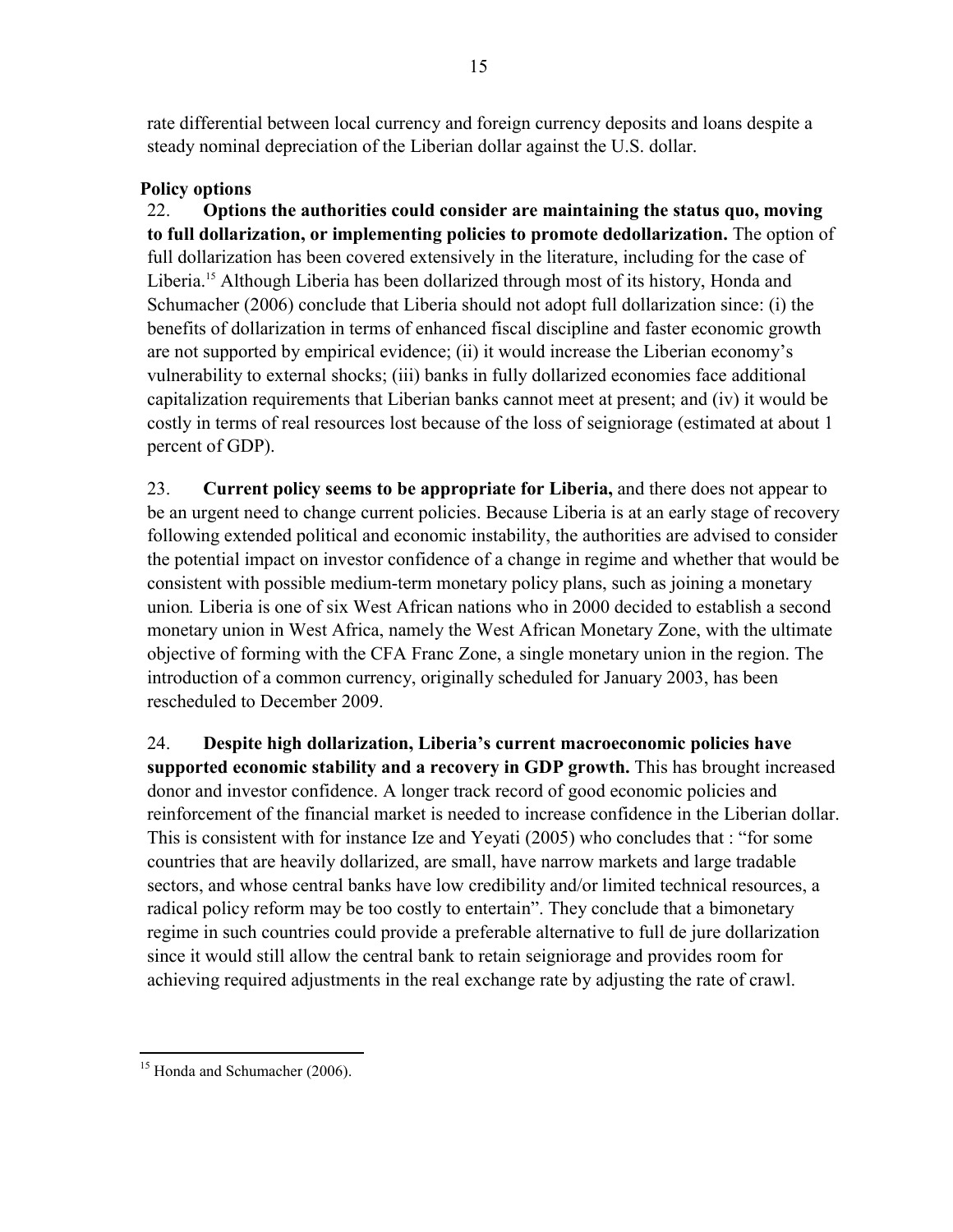rate differential between local currency and foreign currency deposits and loans despite a steady nominal depreciation of the Liberian dollar against the U.S. dollar.

**Policy options**

22. **Options the authorities could consider are maintaining the status quo, moving to full dollarization, or implementing policies to promote dedollarization.** The option of full dollarization has been covered extensively in the literature, including for the case of Liberia.[15] Although Liberia has been dollarized through most of its history, Honda and Schumacher (2006) conclude that Liberia should not adopt full dollarization since: (i) the benefits of dollarization in terms of enhanced fiscal discipline and faster economic growth are not supported by empirical evidence; (ii) it would increase the Liberian economy's vulnerability to external shocks; (iii) banks in fully dollarized economies face additional capitalization requirements that Liberian banks cannot meet at present; and (iv) it would be costly in terms of real resources lost because of the loss of seigniorage (estimated at about 1 percent of GDP).

23. **Current policy seems to be appropriate for Liberia,** and there does not appear to be an urgent need to change current policies. Because Liberia is at an early stage of recovery following extended political and economic instability, the authorities are advised to consider the potential impact on investor confidence of a change in regime and whether that would be consistent with possible medium-term monetary policy plans, such as joining a monetary union*.* Liberia is one of six West African nations who in 2000 decided to establish a second monetary union in West Africa, namely the West African Monetary Zone, with the ultimate objective of forming with the CFA Franc Zone, a single monetary union in the region. The introduction of a common currency, originally scheduled for January 2003, has been rescheduled to December 2009.

24. **Despite high dollarization, Liberia's current macroeconomic policies have supported economic stability and a recovery in GDP growth.** This has brought increased donor and investor confidence. A longer track record of good economic policies and reinforcement of the financial market is needed to increase confidence in the Liberian dollar. This is consistent with for instance Ize and Yeyati (2005) who concludes that : "for some countries that are heavily dollarized, are small, have narrow markets and large tradable sectors, and whose central banks have low credibility and/or limited technical resources, a radical policy reform may be too costly to entertain". They conclude that a bimonetary regime in such countries could provide a preferable alternative to full de jure dollarization since it would still allow the central bank to retain seigniorage and provides room for achieving required adjustments in the real exchange rate by adjusting the rate of crawl.

---

[15] Honda and Schumacher (2006).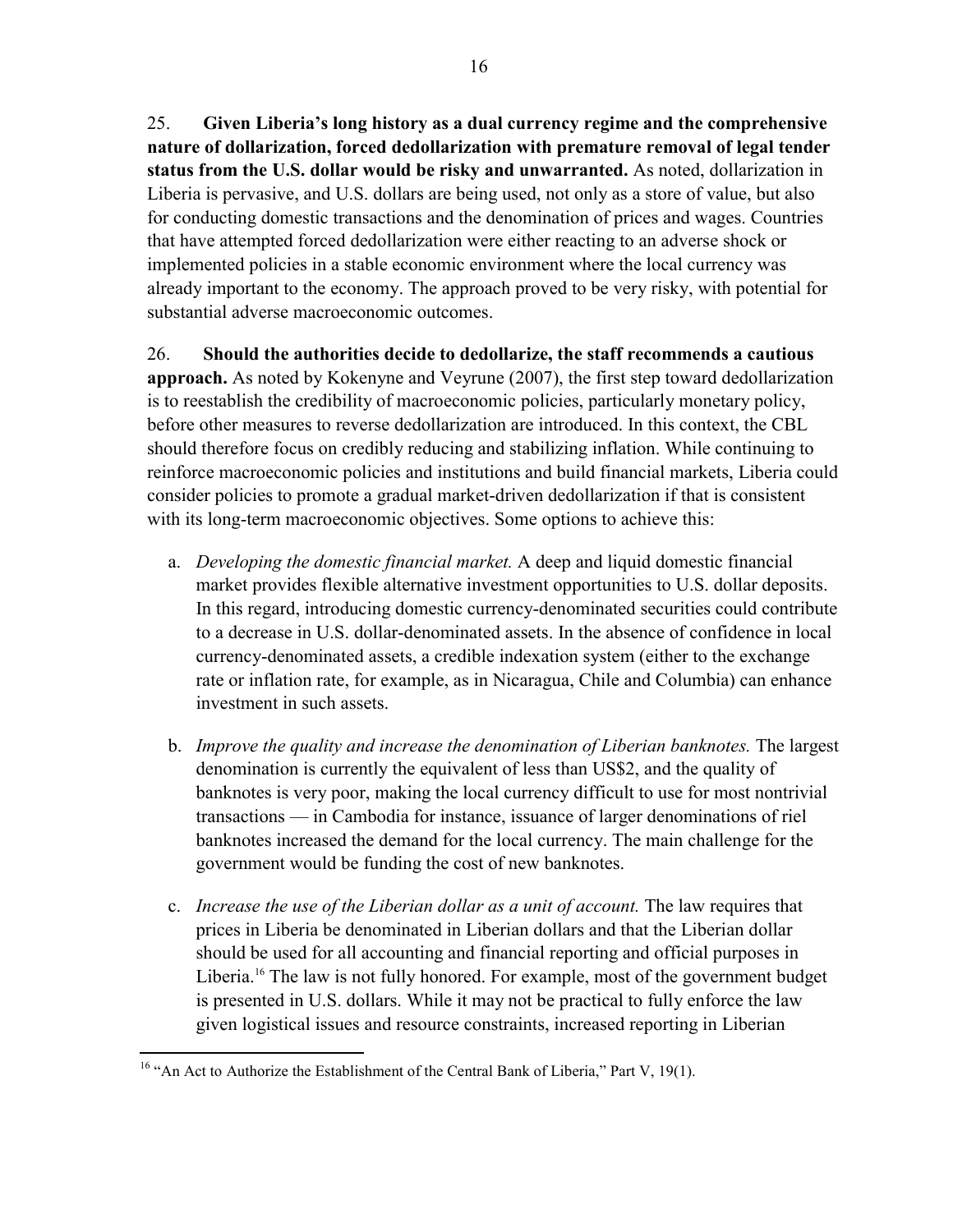25. **Given Liberia's long history as a dual currency regime and the comprehensive nature of dollarization, forced dedollarization with premature removal of legal tender status from the U.S. dollar would be risky and unwarranted.** As noted, dollarization in Liberia is pervasive, and U.S. dollars are being used, not only as a store of value, but also for conducting domestic transactions and the denomination of prices and wages. Countries that have attempted forced dedollarization were either reacting to an adverse shock or implemented policies in a stable economic environment where the local currency was already important to the economy. The approach proved to be very risky, with potential for substantial adverse macroeconomic outcomes.

26. **Should the authorities decide to dedollarize, the staff recommends a cautious approach.** As noted by Kokenyne and Veyrune (2007), the first step toward dedollarization is to reestablish the credibility of macroeconomic policies, particularly monetary policy, before other measures to reverse dedollarization are introduced. In this context, the CBL should therefore focus on credibly reducing and stabilizing inflation. While continuing to reinforce macroeconomic policies and institutions and build financial markets, Liberia could consider policies to promote a gradual market-driven dedollarization if that is consistent with its long-term macroeconomic objectives. Some options to achieve this:

a. *Developing the domestic financial market.* A deep and liquid domestic financial market provides flexible alternative investment opportunities to U.S. dollar deposits. In this regard, introducing domestic currency-denominated securities could contribute to a decrease in U.S. dollar-denominated assets. In the absence of confidence in local currency-denominated assets, a credible indexation system (either to the exchange rate or inflation rate, for example, as in Nicaragua, Chile and Columbia) can enhance investment in such assets.

b. *Improve the quality and increase the denomination of Liberian banknotes.* The largest denomination is currently the equivalent of less than US$2, and the quality of banknotes is very poor, making the local currency difficult to use for most nontrivial transactions — in Cambodia for instance, issuance of larger denominations of riel banknotes increased the demand for the local currency. The main challenge for the government would be funding the cost of new banknotes.

c. *Increase the use of the Liberian dollar as a unit of account.* The law requires that prices in Liberia be denominated in Liberian dollars and that the Liberian dollar should be used for all accounting and financial reporting and official purposes in Liberia.[16] The law is not fully honored. For example, most of the government budget is presented in U.S. dollars. While it may not be practical to fully enforce the law given logistical issues and resource constraints, increased reporting in Liberian

[16] "An Act to Authorize the Establishment of the Central Bank of Liberia," Part V, 19(1).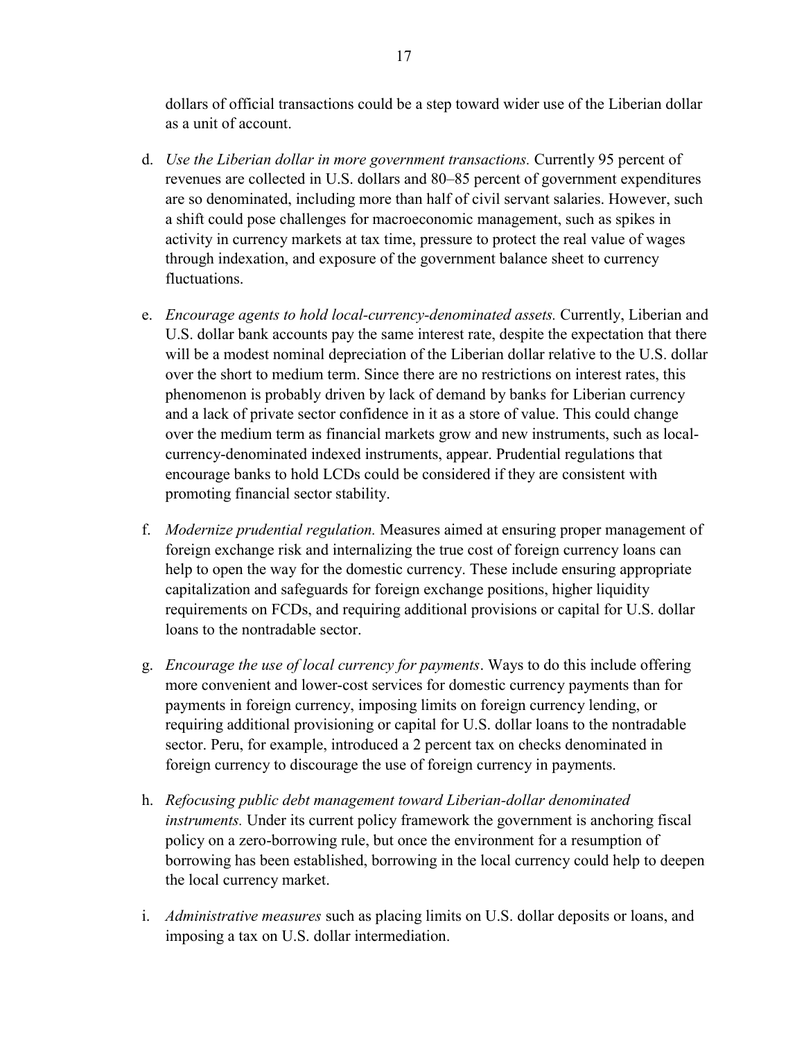dollars of official transactions could be a step toward wider use of the Liberian dollar as a unit of account.

d. *Use the Liberian dollar in more government transactions.* Currently 95 percent of revenues are collected in U.S. dollars and 80–85 percent of government expenditures are so denominated, including more than half of civil servant salaries. However, such a shift could pose challenges for macroeconomic management, such as spikes in activity in currency markets at tax time, pressure to protect the real value of wages through indexation, and exposure of the government balance sheet to currency fluctuations.

e. *Encourage agents to hold local-currency-denominated assets.* Currently, Liberian and U.S. dollar bank accounts pay the same interest rate, despite the expectation that there will be a modest nominal depreciation of the Liberian dollar relative to the U.S. dollar over the short to medium term. Since there are no restrictions on interest rates, this phenomenon is probably driven by lack of demand by banks for Liberian currency and a lack of private sector confidence in it as a store of value. This could change over the medium term as financial markets grow and new instruments, such as local-currency-denominated indexed instruments, appear. Prudential regulations that encourage banks to hold LCDs could be considered if they are consistent with promoting financial sector stability.

f. *Modernize prudential regulation.* Measures aimed at ensuring proper management of foreign exchange risk and internalizing the true cost of foreign currency loans can help to open the way for the domestic currency. These include ensuring appropriate capitalization and safeguards for foreign exchange positions, higher liquidity requirements on FCDs, and requiring additional provisions or capital for U.S. dollar loans to the nontradable sector.

g. *Encourage the use of local currency for payments*. Ways to do this include offering more convenient and lower-cost services for domestic currency payments than for payments in foreign currency, imposing limits on foreign currency lending, or requiring additional provisioning or capital for U.S. dollar loans to the nontradable sector. Peru, for example, introduced a 2 percent tax on checks denominated in foreign currency to discourage the use of foreign currency in payments.

h. *Refocusing public debt management toward Liberian-dollar denominated instruments.* Under its current policy framework the government is anchoring fiscal policy on a zero-borrowing rule, but once the environment for a resumption of borrowing has been established, borrowing in the local currency could help to deepen the local currency market.

i. *Administrative measures* such as placing limits on U.S. dollar deposits or loans, and imposing a tax on U.S. dollar intermediation.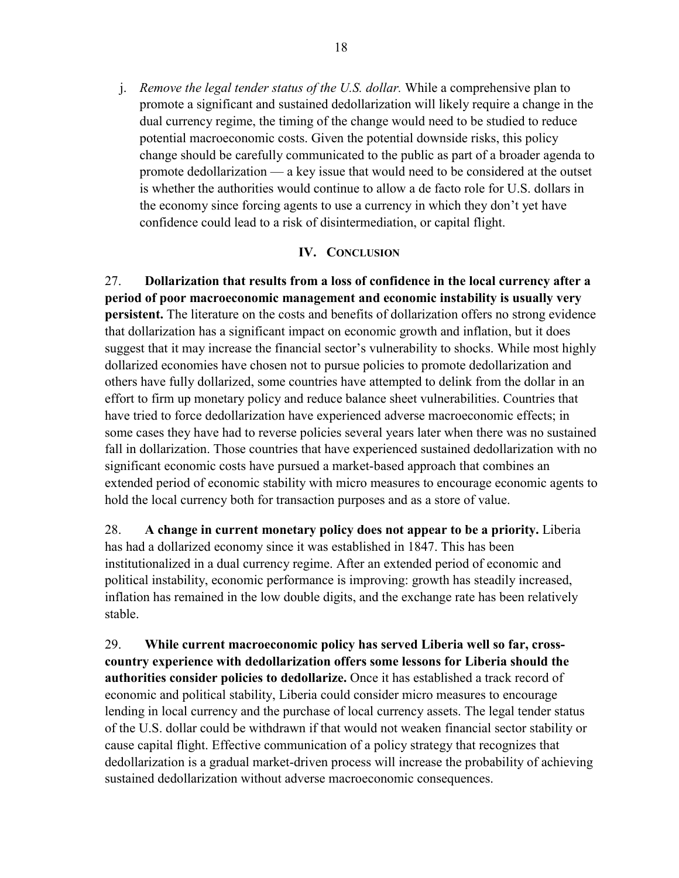j. *Remove the legal tender status of the U.S. dollar.* While a comprehensive plan to promote a significant and sustained dedollarization will likely require a change in the dual currency regime, the timing of the change would need to be studied to reduce potential macroeconomic costs. Given the potential downside risks, this policy change should be carefully communicated to the public as part of a broader agenda to promote dedollarization — a key issue that would need to be considered at the outset is whether the authorities would continue to allow a de facto role for U.S. dollars in the economy since forcing agents to use a currency in which they don't yet have confidence could lead to a risk of disintermediation, or capital flight.

## IV. Conclusion

27. **Dollarization that results from a loss of confidence in the local currency after a period of poor macroeconomic management and economic instability is usually very persistent.** The literature on the costs and benefits of dollarization offers no strong evidence that dollarization has a significant impact on economic growth and inflation, but it does suggest that it may increase the financial sector's vulnerability to shocks. While most highly dollarized economies have chosen not to pursue policies to promote dedollarization and others have fully dollarized, some countries have attempted to delink from the dollar in an effort to firm up monetary policy and reduce balance sheet vulnerabilities. Countries that have tried to force dedollarization have experienced adverse macroeconomic effects; in some cases they have had to reverse policies several years later when there was no sustained fall in dollarization. Those countries that have experienced sustained dedollarization with no significant economic costs have pursued a market-based approach that combines an extended period of economic stability with micro measures to encourage economic agents to hold the local currency both for transaction purposes and as a store of value.

28. **A change in current monetary policy does not appear to be a priority.** Liberia has had a dollarized economy since it was established in 1847. This has been institutionalized in a dual currency regime. After an extended period of economic and political instability, economic performance is improving: growth has steadily increased, inflation has remained in the low double digits, and the exchange rate has been relatively stable.

29. **While current macroeconomic policy has served Liberia well so far, cross-country experience with dedollarization offers some lessons for Liberia should the authorities consider policies to dedollarize.** Once it has established a track record of economic and political stability, Liberia could consider micro measures to encourage lending in local currency and the purchase of local currency assets. The legal tender status of the U.S. dollar could be withdrawn if that would not weaken financial sector stability or cause capital flight. Effective communication of a policy strategy that recognizes that dedollarization is a gradual market-driven process will increase the probability of achieving sustained dedollarization without adverse macroeconomic consequences.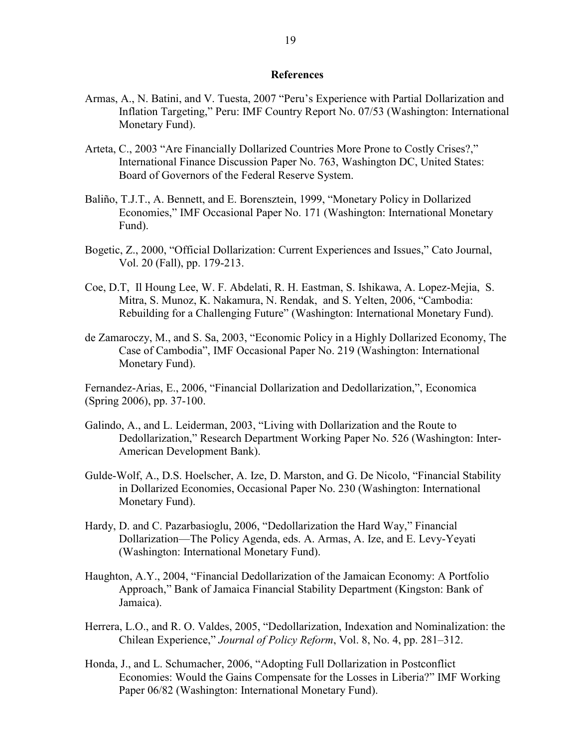## References

Armas, A., N. Batini, and V. Tuesta, 2007 "Peru's Experience with Partial Dollarization and Inflation Targeting," Peru: IMF Country Report No. 07/53 (Washington: International Monetary Fund).

Arteta, C., 2003 "Are Financially Dollarized Countries More Prone to Costly Crises?," International Finance Discussion Paper No. 763, Washington DC, United States: Board of Governors of the Federal Reserve System.

Baliño, T.J.T., A. Bennett, and E. Borensztein, 1999, "Monetary Policy in Dollarized Economies," IMF Occasional Paper No. 171 (Washington: International Monetary Fund).

Bogetic, Z., 2000, "Official Dollarization: Current Experiences and Issues," Cato Journal, Vol. 20 (Fall), pp. 179-213.

Coe, D.T, Il Houng Lee, W. F. Abdelati, R. H. Eastman, S. Ishikawa, A. Lopez-Mejia, S. Mitra, S. Munoz, K. Nakamura, N. Rendak, and S. Yelten, 2006, "Cambodia: Rebuilding for a Challenging Future" (Washington: International Monetary Fund).

de Zamaroczy, M., and S. Sa, 2003, "Economic Policy in a Highly Dollarized Economy, The Case of Cambodia", IMF Occasional Paper No. 219 (Washington: International Monetary Fund).

Fernandez-Arias, E., 2006, "Financial Dollarization and Dedollarization,", Economica (Spring 2006), pp. 37-100.

Galindo, A., and L. Leiderman, 2003, "Living with Dollarization and the Route to Dedollarization," Research Department Working Paper No. 526 (Washington: Inter-American Development Bank).

Gulde-Wolf, A., D.S. Hoelscher, A. Ize, D. Marston, and G. De Nicolo, "Financial Stability in Dollarized Economies, Occasional Paper No. 230 (Washington: International Monetary Fund).

Hardy, D. and C. Pazarbasioglu, 2006, "Dedollarization the Hard Way," Financial Dollarization—The Policy Agenda, eds. A. Armas, A. Ize, and E. Levy-Yeyati (Washington: International Monetary Fund).

Haughton, A.Y., 2004, "Financial Dedollarization of the Jamaican Economy: A Portfolio Approach," Bank of Jamaica Financial Stability Department (Kingston: Bank of Jamaica).

Herrera, L.O., and R. O. Valdes, 2005, "Dedollarization, Indexation and Nominalization: the Chilean Experience," *Journal of Policy Reform*, Vol. 8, No. 4, pp. 281–312.

Honda, J., and L. Schumacher, 2006, "Adopting Full Dollarization in Postconflict Economies: Would the Gains Compensate for the Losses in Liberia?" IMF Working Paper 06/82 (Washington: International Monetary Fund).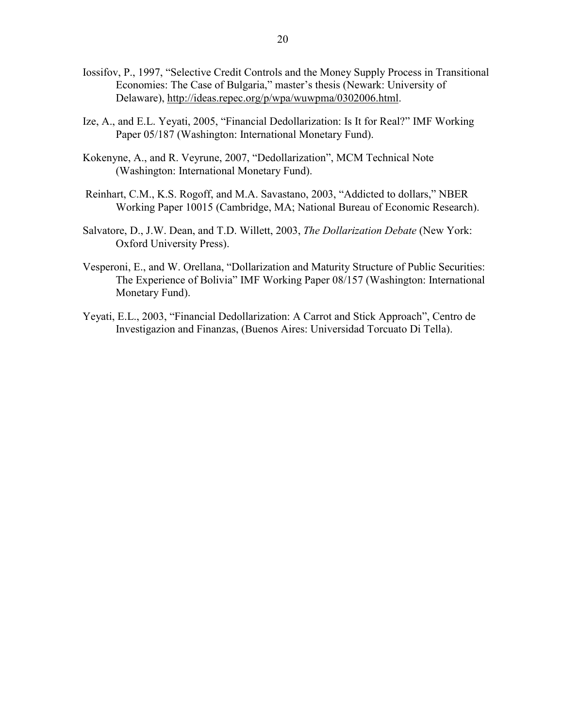Iossifov, P., 1997, "Selective Credit Controls and the Money Supply Process in Transitional Economies: The Case of Bulgaria," master's thesis (Newark: University of Delaware), http://ideas.repec.org/p/wpa/wuwpma/0302006.html.

Ize, A., and E.L. Yeyati, 2005, "Financial Dedollarization: Is It for Real?" IMF Working Paper 05/187 (Washington: International Monetary Fund).

Kokenyne, A., and R. Veyrune, 2007, "Dedollarization", MCM Technical Note (Washington: International Monetary Fund).

Reinhart, C.M., K.S. Rogoff, and M.A. Savastano, 2003, "Addicted to dollars," NBER Working Paper 10015 (Cambridge, MA; National Bureau of Economic Research).

Salvatore, D., J.W. Dean, and T.D. Willett, 2003, *The Dollarization Debate* (New York: Oxford University Press).

Vesperoni, E., and W. Orellana, "Dollarization and Maturity Structure of Public Securities: The Experience of Bolivia" IMF Working Paper 08/157 (Washington: International Monetary Fund).

Yeyati, E.L., 2003, "Financial Dedollarization: A Carrot and Stick Approach", Centro de Investigazion and Finanzas, (Buenos Aires: Universidad Torcuato Di Tella).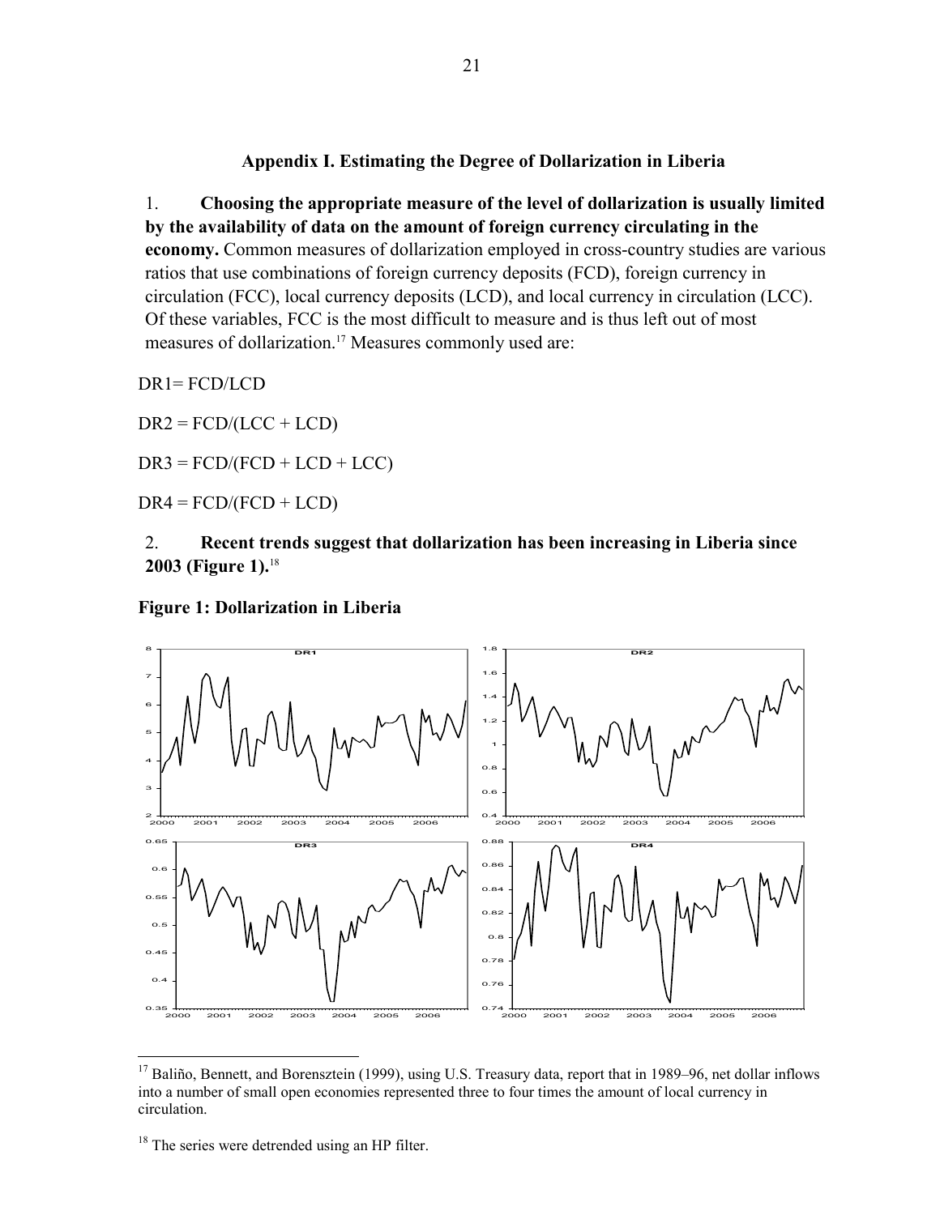## Appendix I. Estimating the Degree of Dollarization in Liberia

1. **Choosing the appropriate measure of the level of dollarization is usually limited by the availability of data on the amount of foreign currency circulating in the economy.** Common measures of dollarization employed in cross-country studies are various ratios that use combinations of foreign currency deposits (FCD), foreign currency in circulation (FCC), local currency deposits (LCD), and local currency in circulation (LCC). Of these variables, FCC is the most difficult to measure and is thus left out of most measures of dollarization.[17] Measures commonly used are:

DR1= FCD/LCD

DR2 = FCD/(LCC + LCD)

DR3 = FCD/(FCD + LCD + LCC)

DR4 = FCD/(FCD + LCD)

2. **Recent trends suggest that dollarization has been increasing in Liberia since 2003 (Figure 1).**[18]

**Figure 1: Dollarization in Liberia**

[17] Baliño, Bennett, and Borensztein (1999), using U.S. Treasury data, report that in 1989–96, net dollar inflows into a number of small open economies represented three to four times the amount of local currency in circulation.

[18] The series were detrended using an HP filter.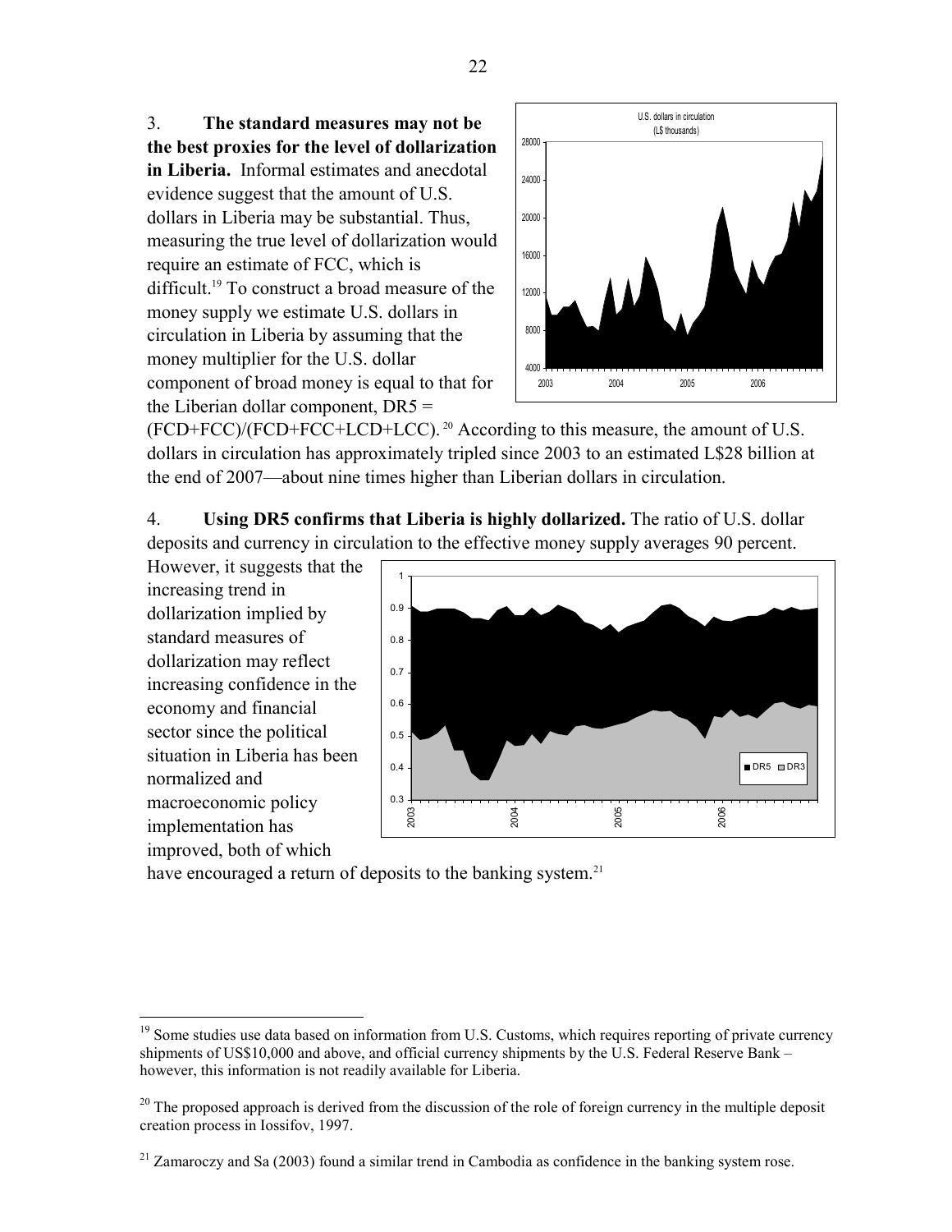3. **The standard measures may not be the best proxies for the level of dollarization in Liberia.** Informal estimates and anecdotal evidence suggest that the amount of U.S. dollars in Liberia may be substantial. Thus, measuring the true level of dollarization would require an estimate of FCC, which is difficult.[19] To construct a broad measure of the money supply we estimate U.S. dollars in circulation in Liberia by assuming that the money multiplier for the U.S. dollar component of broad money is equal to that for the Liberian dollar component, DR5 = (FCD+FCC)/(FCD+FCC+LCD+LCC).[20] According to this measure, the amount of U.S. dollars in circulation has approximately tripled since 2003 to an estimated L$28 billion at the end of 2007—about nine times higher than Liberian dollars in circulation.

4. **Using DR5 confirms that Liberia is highly dollarized.** The ratio of U.S. dollar deposits and currency in circulation to the effective money supply averages 90 percent. However, it suggests that the increasing trend in dollarization implied by standard measures of dollarization may reflect increasing confidence in the economy and financial sector since the political situation in Liberia has been normalized and macroeconomic policy implementation has improved, both of which have encouraged a return of deposits to the banking system.[21]

[19] Some studies use data based on information from U.S. Customs, which requires reporting of private currency shipments of US$10,000 and above, and official currency shipments by the U.S. Federal Reserve Bank – however, this information is not readily available for Liberia.

[20] The proposed approach is derived from the discussion of the role of foreign currency in the multiple deposit creation process in Iossifov, 1997.

[21] Zamaroczy and Sa (2003) found a similar trend in Cambodia as confidence in the banking system rose.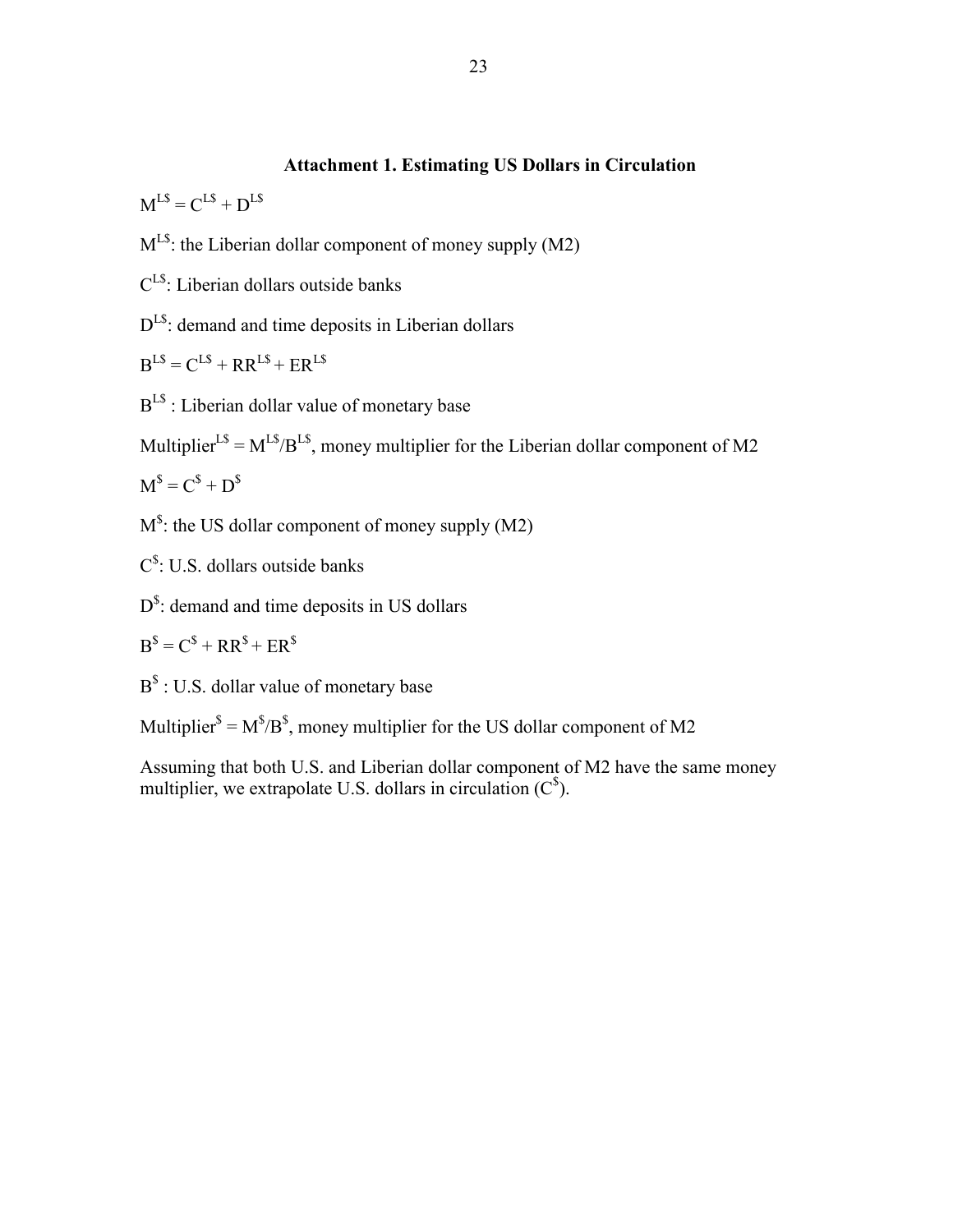## Attachment 1. Estimating US Dollars in Circulation

$M^{L\$} = C^{L\$} + D^{L\$}$

$M^{L\$}$: the Liberian dollar component of money supply (M2)

$C^{L\$}$: Liberian dollars outside banks

$D^{L\$}$: demand and time deposits in Liberian dollars

$B^{L\$} = C^{L\$} + RR^{L\$} + ER^{L\$}$

$B^{L\$}$ : Liberian dollar value of monetary base

$\text{Multiplier}^{L\$} = M^{L\$}/B^{L\$}$, money multiplier for the Liberian dollar component of M2

$M^{\$} = C^{\$} + D^{\$}$

$M^{\$}$: the US dollar component of money supply (M2)

$C^{\$}$: U.S. dollars outside banks

$D^{\$}$: demand and time deposits in US dollars

$B^{\$} = C^{\$} + RR^{\$} + ER^{\$}$

$B^{\$}$ : U.S. dollar value of monetary base

$\text{Multiplier}^{\$} = M^{\$}/B^{\$}$, money multiplier for the US dollar component of M2

Assuming that both U.S. and Liberian dollar component of M2 have the same money multiplier, we extrapolate U.S. dollars in circulation ($C^{\$}$).